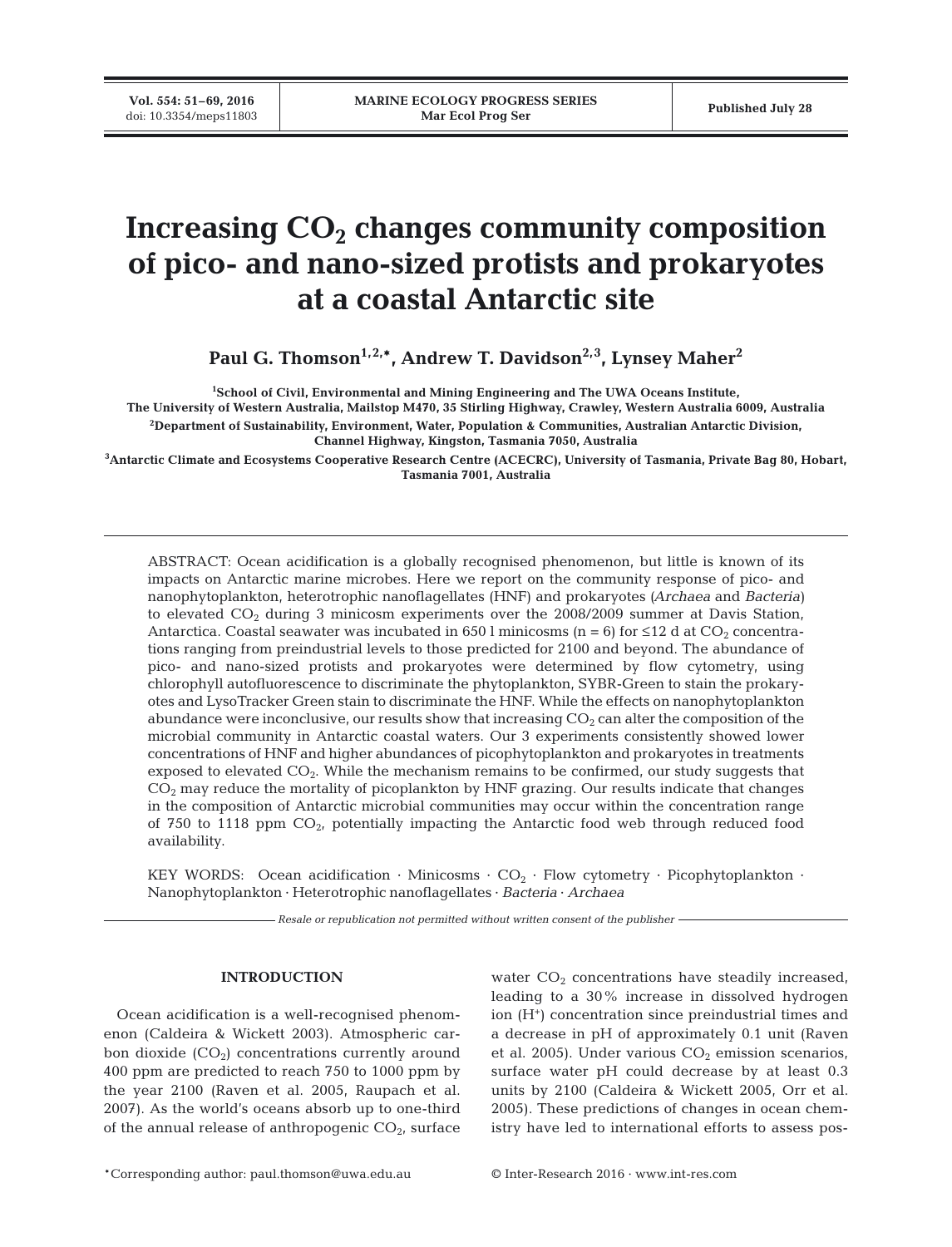# Increasing $CO_2$ changes community composition of pico- and nano-sized protists and prokaryotes at a coastal Antarctic site

**Paul G. Thomson[1,2,*], Andrew T. Davidson[2,3], Lynsey Maher[2]**

[1]School of Civil, Environmental and Mining Engineering and The UWA Oceans Institute, The University of Western Australia, Mailstop M470, 35 Stirling Highway, Crawley, Western Australia 6009, Australia

[2]Department of Sustainability, Environment, Water, Population & Communities, Australian Antarctic Division, Channel Highway, Kingston, Tasmania 7050, Australia

[3]Antarctic Climate and Ecosystems Cooperative Research Centre (ACECRC), University of Tasmania, Private Bag 80, Hobart, Tasmania 7001, Australia

ABSTRACT: Ocean acidification is a globally recognised phenomenon, but little is known of its impacts on Antarctic marine microbes. Here we report on the community response of pico- and nanophytoplankton, heterotrophic nanoflagellates (HNF) and prokaryotes (*Archaea* and *Bacteria*) to elevated $CO_2$ during 3 minicosm experiments over the 2008/2009 summer at Davis Station, Antarctica. Coastal seawater was incubated in 650 l minicosms (n = 6) for ≤12 d at $CO_2$ concentrations ranging from preindustrial levels to those predicted for 2100 and beyond. The abundance of pico- and nano-sized protists and prokaryotes were determined by flow cytometry, using chlorophyll autofluorescence to discriminate the phytoplankton, SYBR-Green to stain the prokaryotes and LysoTracker Green stain to discriminate the HNF. While the effects on nanophytoplankton abundance were inconclusive, our results show that increasing $CO_2$ can alter the composition of the microbial community in Antarctic coastal waters. Our 3 experiments consistently showed lower concentrations of HNF and higher abundances of picophytoplankton and prokaryotes in treatments exposed to elevated $CO_2$. While the mechanism remains to be confirmed, our study suggests that $CO_2$ may reduce the mortality of picoplankton by HNF grazing. Our results indicate that changes in the composition of Antarctic microbial communities may occur within the concentration range of 750 to 1118 ppm $CO_2$, potentially impacting the Antarctic food web through reduced food availability.

KEY WORDS: Ocean acidification · Minicosms · $CO_2$ · Flow cytometry · Picophytoplankton · Nanophytoplankton · Heterotrophic nanoflagellates · *Bacteria* · *Archaea*

*Resale or republication not permitted without written consent of the publisher*

## INTRODUCTION

Ocean acidification is a well-recognised phenomenon (Caldeira & Wickett 2003). Atmospheric carbon dioxide ($CO_2$) concentrations currently around 400 ppm are predicted to reach 750 to 1000 ppm by the year 2100 (Raven et al. 2005, Raupach et al. 2007). As the world's oceans absorb up to one-third of the annual release of anthropogenic $CO_2$, surface water $CO_2$ concentrations have steadily increased, leading to a 30% increase in dissolved hydrogen ion ($H^+$) concentration since preindustrial times and a decrease in pH of approximately 0.1 unit (Raven et al. 2005). Under various $CO_2$ emission scenarios, surface water pH could decrease by at least 0.3 units by 2100 (Caldeira & Wickett 2005, Orr et al. 2005). These predictions of changes in ocean chemistry have led to international efforts to assess pos-

*Corresponding author: paul.thomson@uwa.edu.au

© Inter-Research 2016 · www.int-res.com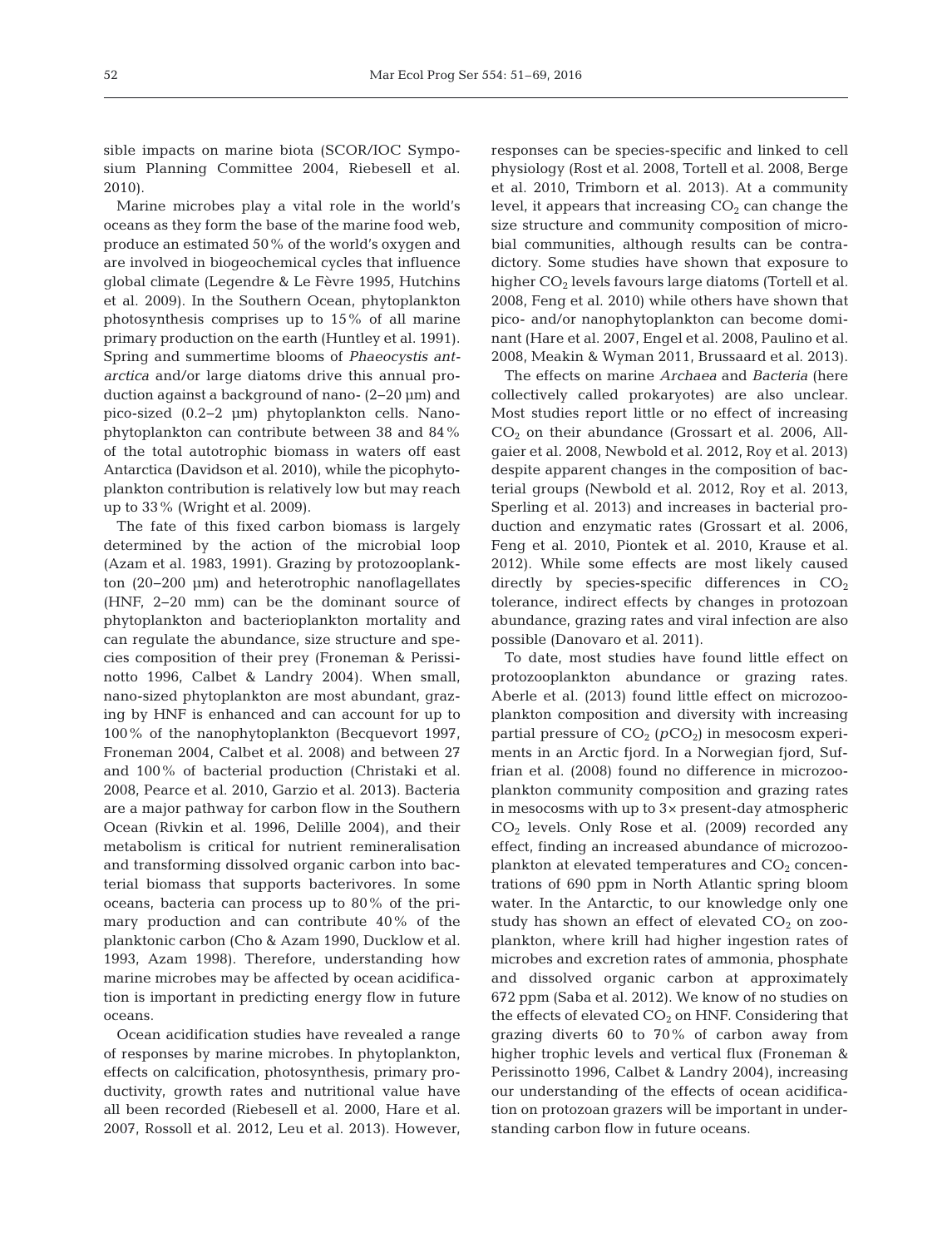sible impacts on marine biota (SCOR/IOC Symposium Planning Committee 2004, Riebesell et al. 2010).

Marine microbes play a vital role in the world's oceans as they form the base of the marine food web, produce an estimated 50% of the world's oxygen and are involved in biogeochemical cycles that influence global climate (Legendre & Le Fèvre 1995, Hutchins et al. 2009). In the Southern Ocean, phytoplankton photosynthesis comprises up to 15% of all marine primary production on the earth (Huntley et al. 1991). Spring and summertime blooms of *Phaeocystis antarctica* and/or large diatoms drive this annual production against a background of nano- (2–20 µm) and pico-sized (0.2–2 µm) phytoplankton cells. Nanophytoplankton can contribute between 38 and 84% of the total autotrophic biomass in waters off east Antarctica (Davidson et al. 2010), while the picophytoplankton contribution is relatively low but may reach up to 33% (Wright et al. 2009).

The fate of this fixed carbon biomass is largely determined by the action of the microbial loop (Azam et al. 1983, 1991). Grazing by protozooplankton (20–200 µm) and heterotrophic nanoflagellates (HNF, 2–20 mm) can be the dominant source of phytoplankton and bacterioplankton mortality and can regulate the abundance, size structure and species composition of their prey (Froneman & Perissinotto 1996, Calbet & Landry 2004). When small, nano-sized phytoplankton are most abundant, grazing by HNF is enhanced and can account for up to 100% of the nanophytoplankton (Becquevort 1997, Froneman 2004, Calbet et al. 2008) and between 27 and 100% of bacterial production (Christaki et al. 2008, Pearce et al. 2010, Garzio et al. 2013). Bacteria are a major pathway for carbon flow in the Southern Ocean (Rivkin et al. 1996, Delille 2004), and their metabolism is critical for nutrient remineralisation and transforming dissolved organic carbon into bacterial biomass that supports bacterivores. In some oceans, bacteria can process up to 80% of the primary production and can contribute 40% of the planktonic carbon (Cho & Azam 1990, Ducklow et al. 1993, Azam 1998). Therefore, understanding how marine microbes may be affected by ocean acidification is important in predicting energy flow in future oceans.

Ocean acidification studies have revealed a range of responses by marine microbes. In phytoplankton, effects on calcification, photosynthesis, primary productivity, growth rates and nutritional value have all been recorded (Riebesell et al. 2000, Hare et al. 2007, Rossoll et al. 2012, Leu et al. 2013). However, responses can be species-specific and linked to cell physiology (Rost et al. 2008, Tortell et al. 2008, Berge et al. 2010, Trimborn et al. 2013). At a community level, it appears that increasing $CO_2$ can change the size structure and community composition of microbial communities, although results can be contradictory. Some studies have shown that exposure to higher $CO_2$ levels favours large diatoms (Tortell et al. 2008, Feng et al. 2010) while others have shown that pico- and/or nanophytoplankton can become dominant (Hare et al. 2007, Engel et al. 2008, Paulino et al. 2008, Meakin & Wyman 2011, Brussaard et al. 2013).

The effects on marine *Archaea* and *Bacteria* (here collectively called prokaryotes) are also unclear. Most studies report little or no effect of increasing $CO_2$ on their abundance (Grossart et al. 2006, Allgaier et al. 2008, Newbold et al. 2012, Roy et al. 2013) despite apparent changes in the composition of bacterial groups (Newbold et al. 2012, Roy et al. 2013, Sperling et al. 2013) and increases in bacterial production and enzymatic rates (Grossart et al. 2006, Feng et al. 2010, Piontek et al. 2010, Krause et al. 2012). While some effects are most likely caused directly by species-specific differences in $CO_2$ tolerance, indirect effects by changes in protozoan abundance, grazing rates and viral infection are also possible (Danovaro et al. 2011).

To date, most studies have found little effect on protozooplankton abundance or grazing rates. Aberle et al. (2013) found little effect on microzooplankton composition and diversity with increasing partial pressure of $CO_2$ ($pCO_2$) in mesocosm experiments in an Arctic fjord. In a Norwegian fjord, Suffrian et al. (2008) found no difference in microzooplankton community composition and grazing rates in mesocosms with up to 3× present-day atmospheric $CO_2$ levels. Only Rose et al. (2009) recorded any effect, finding an increased abundance of microzooplankton at elevated temperatures and $CO_2$ concentrations of 690 ppm in North Atlantic spring bloom water. In the Antarctic, to our knowledge only one study has shown an effect of elevated $CO_2$ on zooplankton, where krill had higher ingestion rates of microbes and excretion rates of ammonia, phosphate and dissolved organic carbon at approximately 672 ppm (Saba et al. 2012). We know of no studies on the effects of elevated $CO_2$ on HNF. Considering that grazing diverts 60 to 70% of carbon away from higher trophic levels and vertical flux (Froneman & Perissinotto 1996, Calbet & Landry 2004), increasing our understanding of the effects of ocean acidification on protozoan grazers will be important in understanding carbon flow in future oceans.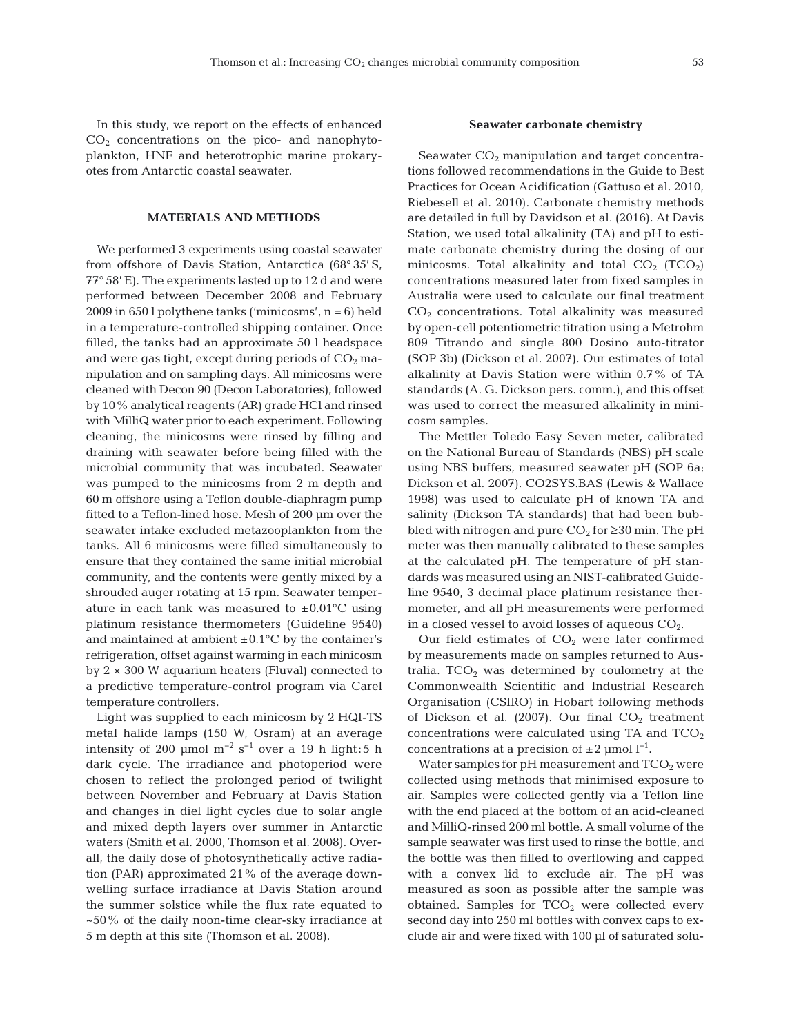In this study, we report on the effects of enhanced $CO_2$ concentrations on the pico- and nanophytoplankton, HNF and heterotrophic marine prokaryotes from Antarctic coastal seawater.

## MATERIALS AND METHODS

We performed 3 experiments using coastal seawater from offshore of Davis Station, Antarctica (68° 35′ S, 77° 58′ E). The experiments lasted up to 12 d and were performed between December 2008 and February 2009 in 650 l polythene tanks ('minicosms', n = 6) held in a temperature-controlled shipping container. Once filled, the tanks had an approximate 50 l headspace and were gas tight, except during periods of $CO_2$ manipulation and on sampling days. All minicosms were cleaned with Decon 90 (Decon Laboratories), followed by 10% analytical reagents (AR) grade HCl and rinsed with MilliQ water prior to each experiment. Following cleaning, the minicosms were rinsed by filling and draining with seawater before being filled with the microbial community that was incubated. Seawater was pumped to the minicosms from 2 m depth and 60 m offshore using a Teflon double-diaphragm pump fitted to a Teflon-lined hose. Mesh of 200 µm over the seawater intake excluded metazooplankton from the tanks. All 6 minicosms were filled simultaneously to ensure that they contained the same initial microbial community, and the contents were gently mixed by a shrouded auger rotating at 15 rpm. Seawater temperature in each tank was measured to ±0.01°C using platinum resistance thermometers (Guideline 9540) and maintained at ambient ±0.1°C by the container's refrigeration, offset against warming in each minicosm by 2 × 300 W aquarium heaters (Fluval) connected to a predictive temperature-control program via Carel temperature controllers.

Light was supplied to each minicosm by 2 HQI-TS metal halide lamps (150 W, Osram) at an average intensity of 200 µmol $m^{-2}$ $s^{-1}$ over a 19 h light:5 h dark cycle. The irradiance and photoperiod were chosen to reflect the prolonged period of twilight between November and February at Davis Station and changes in diel light cycles due to solar angle and mixed depth layers over summer in Antarctic waters (Smith et al. 2000, Thomson et al. 2008). Overall, the daily dose of photosynthetically active radiation (PAR) approximated 21% of the average downwelling surface irradiance at Davis Station around the summer solstice while the flux rate equated to ~50% of the daily noon-time clear-sky irradiance at 5 m depth at this site (Thomson et al. 2008).

### Seawater carbonate chemistry

Seawater $CO_2$ manipulation and target concentrations followed recommendations in the Guide to Best Practices for Ocean Acidification (Gattuso et al. 2010, Riebesell et al. 2010). Carbonate chemistry methods are detailed in full by Davidson et al. (2016). At Davis Station, we used total alkalinity (TA) and pH to estimate carbonate chemistry during the dosing of our minicosms. Total alkalinity and total $CO_2$ ($TCO_2$) concentrations measured later from fixed samples in Australia were used to calculate our final treatment $CO_2$ concentrations. Total alkalinity was measured by open-cell potentiometric titration using a Metrohm 809 Titrando and single 800 Dosino auto-titrator (SOP 3b) (Dickson et al. 2007). Our estimates of total alkalinity at Davis Station were within 0.7% of TA standards (A. G. Dickson pers. comm.), and this offset was used to correct the measured alkalinity in minicosm samples.

The Mettler Toledo Easy Seven meter, calibrated on the National Bureau of Standards (NBS) pH scale using NBS buffers, measured seawater pH (SOP 6a; Dickson et al. 2007). CO2SYS.BAS (Lewis & Wallace 1998) was used to calculate pH of known TA and salinity (Dickson TA standards) that had been bubbled with nitrogen and pure $CO_2$ for ≥30 min. The pH meter was then manually calibrated to these samples at the calculated pH. The temperature of pH standards was measured using an NIST-calibrated Guideline 9540, 3 decimal place platinum resistance thermometer, and all pH measurements were performed in a closed vessel to avoid losses of aqueous $CO_2$.

Our field estimates of $CO_2$ were later confirmed by measurements made on samples returned to Australia. $TCO_2$ was determined by coulometry at the Commonwealth Scientific and Industrial Research Organisation (CSIRO) in Hobart following methods of Dickson et al. (2007). Our final $CO_2$ treatment concentrations were calculated using TA and $TCO_2$ concentrations at a precision of ±2 µmol $l^{-1}$.

Water samples for pH measurement and $TCO_2$ were collected using methods that minimised exposure to air. Samples were collected gently via a Teflon line with the end placed at the bottom of an acid-cleaned and MilliQ-rinsed 200 ml bottle. A small volume of the sample seawater was first used to rinse the bottle, and the bottle was then filled to overflowing and capped with a convex lid to exclude air. The pH was measured as soon as possible after the sample was obtained. Samples for $TCO_2$ were collected every second day into 250 ml bottles with convex caps to exclude air and were fixed with 100 µl of saturated solu-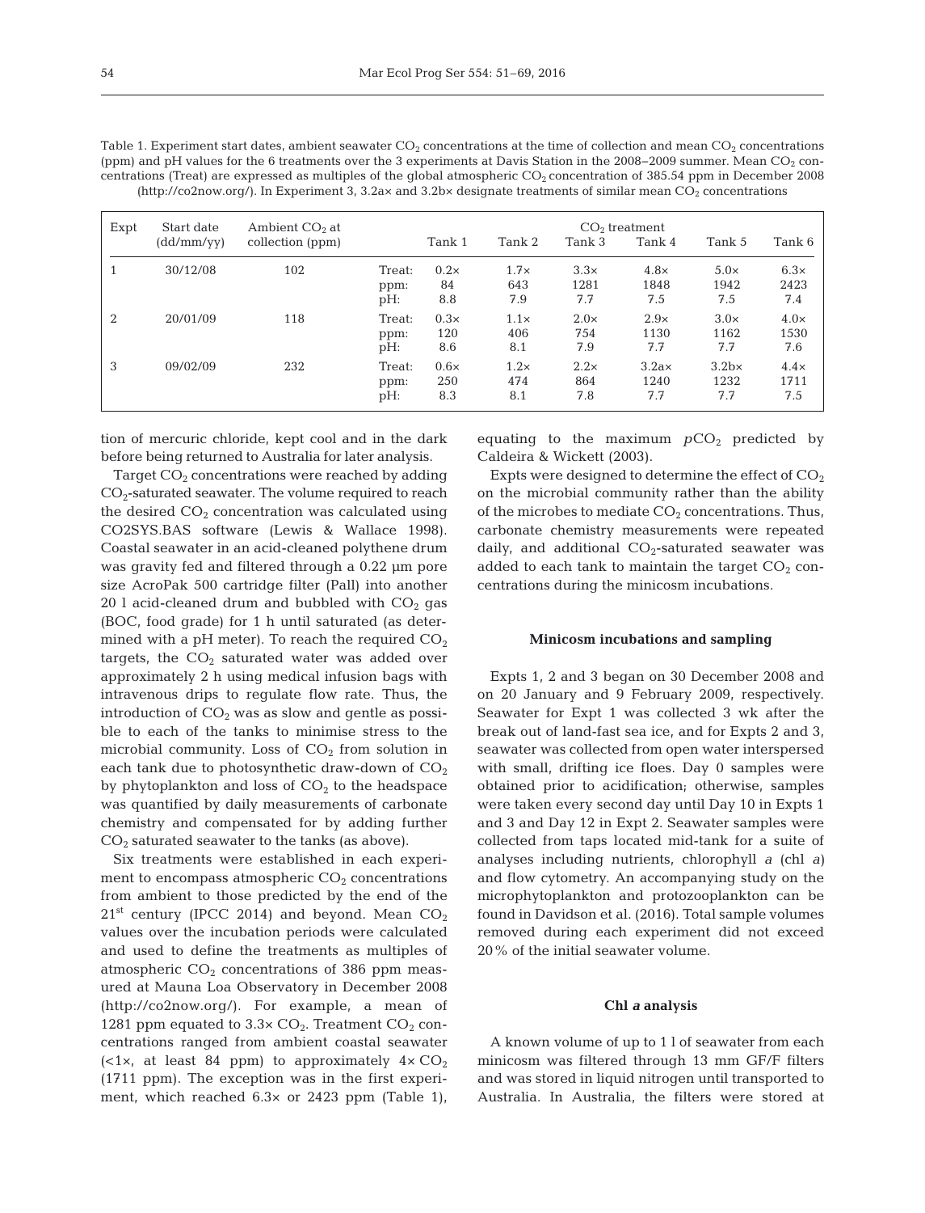Table 1. Experiment start dates, ambient seawater $CO_2$ concentrations at the time of collection and mean $CO_2$ concentrations (ppm) and pH values for the 6 treatments over the 3 experiments at Davis Station in the 2008–2009 summer. Mean $CO_2$ concentrations (Treat) are expressed as multiples of the global atmospheric $CO_2$ concentration of 385.54 ppm in December 2008 (http://co2now.org/). In Experiment 3, 3.2a× and 3.2b× designate treatments of similar mean $CO_2$ concentrations

| Expt | Start date (dd/mm/yy) | Ambient $CO_2$ at collection (ppm) | | $CO_2$ treatment | | | | | |
|---|---|---|---|---|---|---|---|---|---|
| | | | | Tank 1 | Tank 2 | Tank 3 | Tank 4 | Tank 5 | Tank 6 |
| 1 | 30/12/08 | 102 | Treat: | 0.2× | 1.7× | 3.3× | 4.8× | 5.0× | 6.3× |
| | | | ppm: | 84 | 643 | 1281 | 1848 | 1942 | 2423 |
| | | | pH: | 8.8 | 7.9 | 7.7 | 7.5 | 7.5 | 7.4 |
| 2 | 20/01/09 | 118 | Treat: | 0.3× | 1.1× | 2.0× | 2.9× | 3.0× | 4.0× |
| | | | ppm: | 120 | 406 | 754 | 1130 | 1162 | 1530 |
| | | | pH: | 8.6 | 8.1 | 7.9 | 7.7 | 7.7 | 7.6 |
| 3 | 09/02/09 | 232 | Treat: | 0.6× | 1.2× | 2.2× | 3.2a× | 3.2b× | 4.4× |
| | | | ppm: | 250 | 474 | 864 | 1240 | 1232 | 1711 |
| | | | pH: | 8.3 | 8.1 | 7.8 | 7.7 | 7.7 | 7.5 |

tion of mercuric chloride, kept cool and in the dark before being returned to Australia for later analysis.

Target $CO_2$ concentrations were reached by adding $CO_2$-saturated seawater. The volume required to reach the desired $CO_2$ concentration was calculated using CO2SYS.BAS software (Lewis & Wallace 1998). Coastal seawater in an acid-cleaned polythene drum was gravity fed and filtered through a 0.22 µm pore size AcroPak 500 cartridge filter (Pall) into another 20 l acid-cleaned drum and bubbled with $CO_2$ gas (BOC, food grade) for 1 h until saturated (as determined with a pH meter). To reach the required $CO_2$ targets, the $CO_2$ saturated water was added over approximately 2 h using medical infusion bags with intravenous drips to regulate flow rate. Thus, the introduction of $CO_2$ was as slow and gentle as possible to each of the tanks to minimise stress to the microbial community. Loss of $CO_2$ from solution in each tank due to photosynthetic draw-down of $CO_2$ by phytoplankton and loss of $CO_2$ to the headspace was quantified by daily measurements of carbonate chemistry and compensated for by adding further $CO_2$ saturated seawater to the tanks (as above).

Six treatments were established in each experiment to encompass atmospheric $CO_2$ concentrations from ambient to those predicted by the end of the 21st century (IPCC 2014) and beyond. Mean $CO_2$ values over the incubation periods were calculated and used to define the treatments as multiples of atmospheric $CO_2$ concentrations of 386 ppm measured at Mauna Loa Observatory in December 2008 (http://co2now.org/). For example, a mean of 1281 ppm equated to 3.3× $CO_2$. Treatment $CO_2$ concentrations ranged from ambient coastal seawater (<1×, at least 84 ppm) to approximately 4× $CO_2$ (1711 ppm). The exception was in the first experiment, which reached 6.3× or 2423 ppm (Table 1), equating to the maximum $pCO_2$ predicted by Caldeira & Wickett (2003).

Expts were designed to determine the effect of $CO_2$ on the microbial community rather than the ability of the microbes to mediate $CO_2$ concentrations. Thus, carbonate chemistry measurements were repeated daily, and additional $CO_2$-saturated seawater was added to each tank to maintain the target $CO_2$ concentrations during the minicosm incubations.

### Minicosm incubations and sampling

Expts 1, 2 and 3 began on 30 December 2008 and on 20 January and 9 February 2009, respectively. Seawater for Expt 1 was collected 3 wk after the break out of land-fast sea ice, and for Expts 2 and 3, seawater was collected from open water interspersed with small, drifting ice floes. Day 0 samples were obtained prior to acidification; otherwise, samples were taken every second day until Day 10 in Expts 1 and 3 and Day 12 in Expt 2. Seawater samples were collected from taps located mid-tank for a suite of analyses including nutrients, chlorophyll *a* (chl *a*) and flow cytometry. An accompanying study on the microphytoplankton and protozooplankton can be found in Davidson et al. (2016). Total sample volumes removed during each experiment did not exceed 20% of the initial seawater volume.

### Chl *a* analysis

A known volume of up to 1 l of seawater from each minicosm was filtered through 13 mm GF/F filters and was stored in liquid nitrogen until transported to Australia. In Australia, the filters were stored at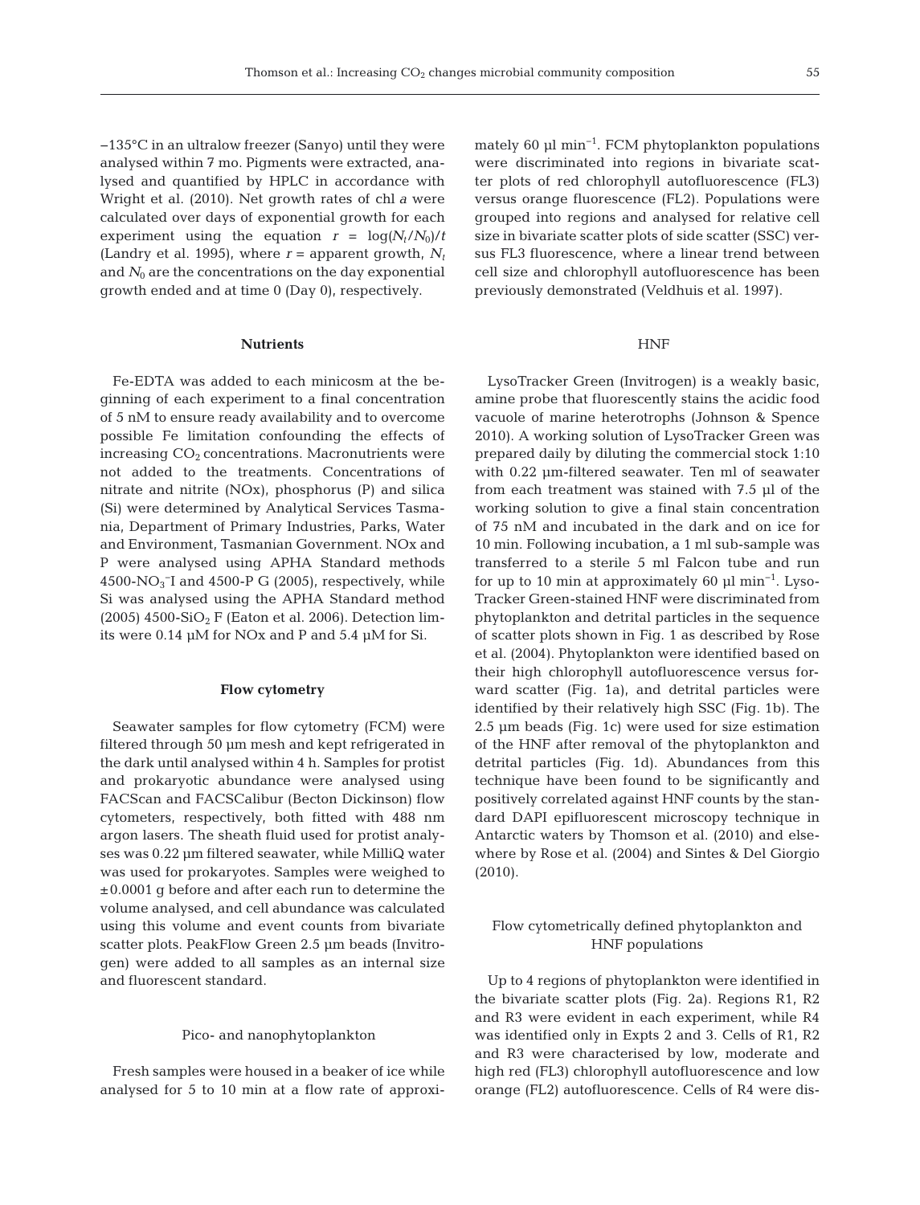−135°C in an ultralow freezer (Sanyo) until they were analysed within 7 mo. Pigments were extracted, analysed and quantified by HPLC in accordance with Wright et al. (2010). Net growth rates of chl *a* were calculated over days of exponential growth for each experiment using the equation $r = \log(N_t/N_0)/t$ (Landry et al. 1995), where $r$ = apparent growth, $N_t$ and $N_0$ are the concentrations on the day exponential growth ended and at time 0 (Day 0), respectively.

### Nutrients

Fe-EDTA was added to each minicosm at the beginning of each experiment to a final concentration of 5 nM to ensure ready availability and to overcome possible Fe limitation confounding the effects of increasing $CO_2$ concentrations. Macronutrients were not added to the treatments. Concentrations of nitrate and nitrite (NOx), phosphorus (P) and silica (Si) were determined by Analytical Services Tasmania, Department of Primary Industries, Parks, Water and Environment, Tasmanian Government. NOx and P were analysed using APHA Standard methods 4500-$NO_3^-$I and 4500-P G (2005), respectively, while Si was analysed using the APHA Standard method (2005) 4500-$SiO_2$ F (Eaton et al. 2006). Detection limits were 0.14 µM for NOx and P and 5.4 µM for Si.

### Flow cytometry

Seawater samples for flow cytometry (FCM) were filtered through 50 µm mesh and kept refrigerated in the dark until analysed within 4 h. Samples for protist and prokaryotic abundance were analysed using FACScan and FACSCalibur (Becton Dickinson) flow cytometers, respectively, both fitted with 488 nm argon lasers. The sheath fluid used for protist analyses was 0.22 µm filtered seawater, while MilliQ water was used for prokaryotes. Samples were weighed to ±0.0001 g before and after each run to determine the volume analysed, and cell abundance was calculated using this volume and event counts from bivariate scatter plots. PeakFlow Green 2.5 µm beads (Invitrogen) were added to all samples as an internal size and fluorescent standard.

#### Pico- and nanophytoplankton

Fresh samples were housed in a beaker of ice while analysed for 5 to 10 min at a flow rate of approximately 60 µl $min^{-1}$. FCM phytoplankton populations were discriminated into regions in bivariate scatter plots of red chlorophyll autofluorescence (FL3) versus orange fluorescence (FL2). Populations were grouped into regions and analysed for relative cell size in bivariate scatter plots of side scatter (SSC) versus FL3 fluorescence, where a linear trend between cell size and chlorophyll autofluorescence has been previously demonstrated (Veldhuis et al. 1997).

#### HNF

LysoTracker Green (Invitrogen) is a weakly basic, amine probe that fluorescently stains the acidic food vacuole of marine heterotrophs (Johnson & Spence 2010). A working solution of LysoTracker Green was prepared daily by diluting the commercial stock 1:10 with 0.22 µm-filtered seawater. Ten ml of seawater from each treatment was stained with 7.5 µl of the working solution to give a final stain concentration of 75 nM and incubated in the dark and on ice for 10 min. Following incubation, a 1 ml sub-sample was transferred to a sterile 5 ml Falcon tube and run for up to 10 min at approximately 60 µl $min^{-1}$. LysoTracker Green-stained HNF were discriminated from phytoplankton and detrital particles in the sequence of scatter plots shown in Fig. 1 as described by Rose et al. (2004). Phytoplankton were identified based on their high chlorophyll autofluorescence versus forward scatter (Fig. 1a), and detrital particles were identified by their relatively high SSC (Fig. 1b). The 2.5 µm beads (Fig. 1c) were used for size estimation of the HNF after removal of the phytoplankton and detrital particles (Fig. 1d). Abundances from this technique have been found to be significantly and positively correlated against HNF counts by the standard DAPI epifluorescent microscopy technique in Antarctic waters by Thomson et al. (2010) and elsewhere by Rose et al. (2004) and Sintes & Del Giorgio (2010).

#### Flow cytometrically defined phytoplankton and HNF populations

Up to 4 regions of phytoplankton were identified in the bivariate scatter plots (Fig. 2a). Regions R1, R2 and R3 were evident in each experiment, while R4 was identified only in Expts 2 and 3. Cells of R1, R2 and R3 were characterised by low, moderate and high red (FL3) chlorophyll autofluorescence and low orange (FL2) autofluorescence. Cells of R4 were dis-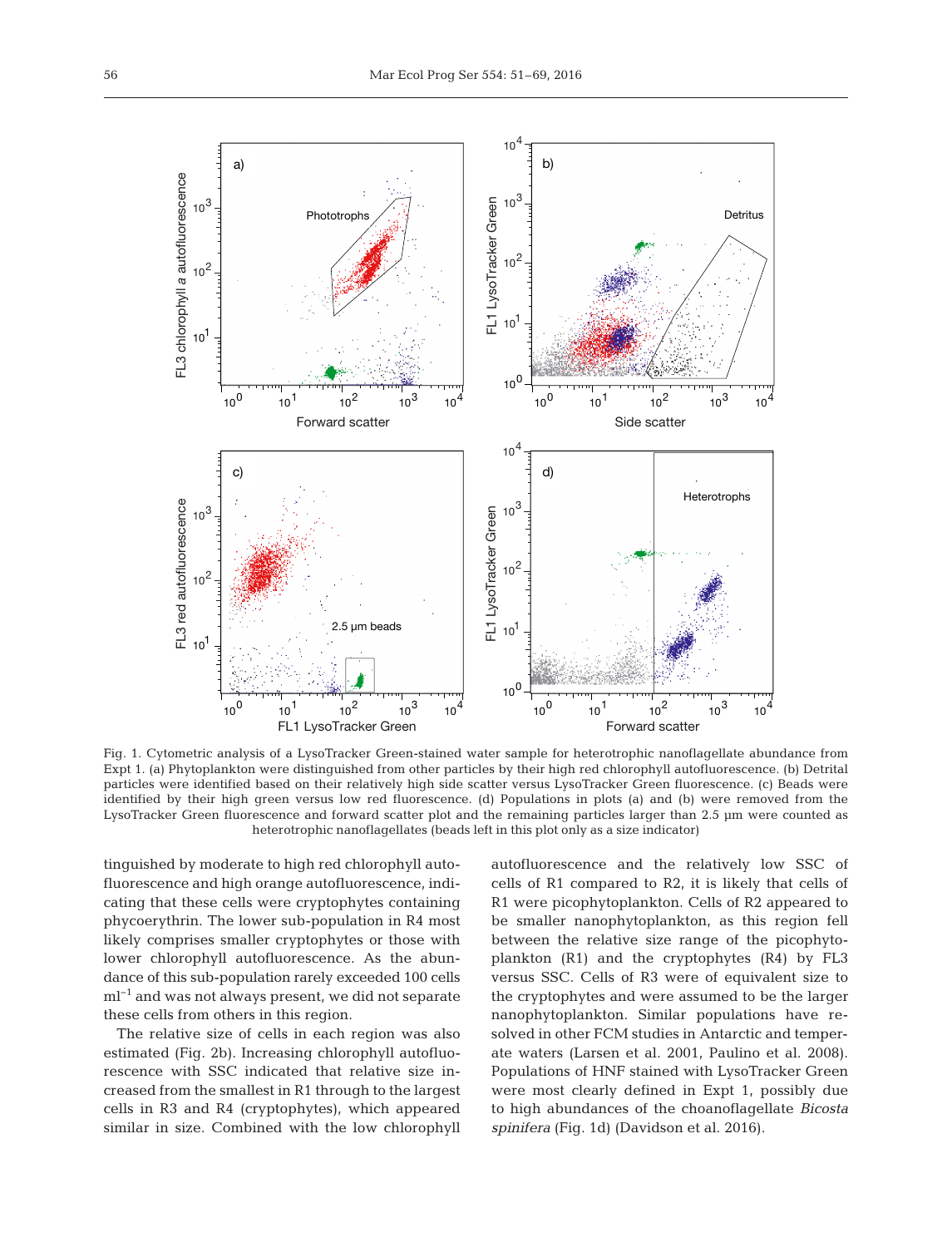Fig. 1. Cytometric analysis of a LysoTracker Green-stained water sample for heterotrophic nanoflagellate abundance from Expt 1. (a) Phytoplankton were distinguished from other particles by their high red chlorophyll autofluorescence. (b) Detrital particles were identified based on their relatively high side scatter versus LysoTracker Green fluorescence. (c) Beads were identified by their high green versus low red fluorescence. (d) Populations in plots (a) and (b) were removed from the LysoTracker Green fluorescence and forward scatter plot and the remaining particles larger than 2.5 µm were counted as heterotrophic nanoflagellates (beads left in this plot only as a size indicator)

tinguished by moderate to high red chlorophyll autofluorescence and high orange autofluorescence, indicating that these cells were cryptophytes containing phycoerythrin. The lower sub-population in R4 most likely comprises smaller cryptophytes or those with lower chlorophyll autofluorescence. As the abundance of this sub-population rarely exceeded 100 cells ml$^{-1}$ and was not always present, we did not separate these cells from others in this region.

The relative size of cells in each region was also estimated (Fig. 2b). Increasing chlorophyll autofluorescence with SSC indicated that relative size increased from the smallest in R1 through to the largest cells in R3 and R4 (cryptophytes), which appeared similar in size. Combined with the low chlorophyll autofluorescence and the relatively low SSC of cells of R1 compared to R2, it is likely that cells of R1 were picophytoplankton. Cells of R2 appeared to be smaller nanophytoplankton, as this region fell between the relative size range of the picophytoplankton (R1) and the cryptophytes (R4) by FL3 versus SSC. Cells of R3 were of equivalent size to the cryptophytes and were assumed to be the larger nanophytoplankton. Similar populations have resolved in other FCM studies in Antarctic and temperate waters (Larsen et al. 2001, Paulino et al. 2008). Populations of HNF stained with LysoTracker Green were most clearly defined in Expt 1, possibly due to high abundances of the choanoflagellate *Bicosta spinifera* (Fig. 1d) (Davidson et al. 2016).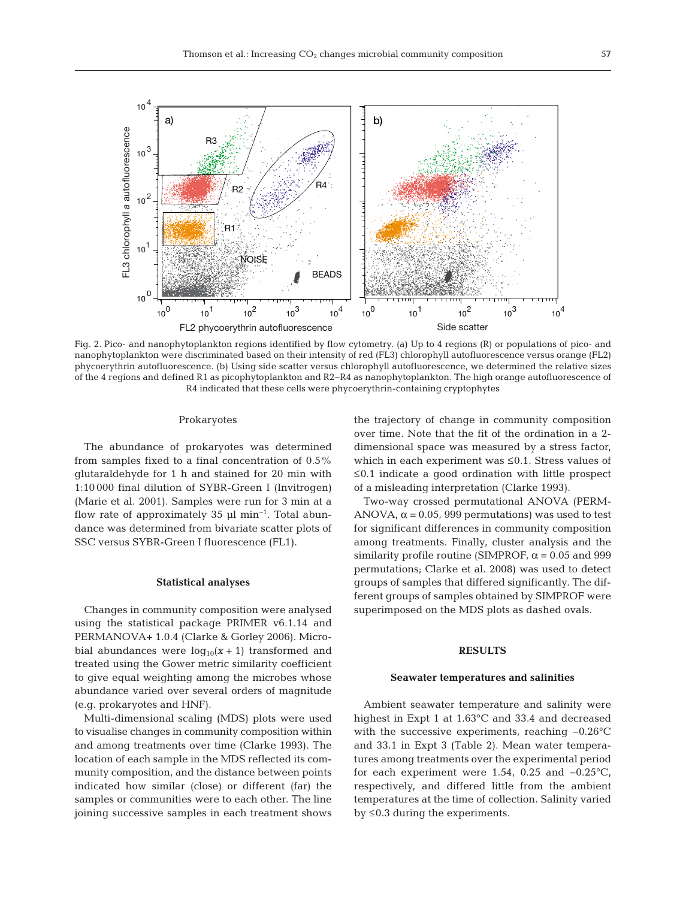Fig. 2. Pico- and nanophytoplankton regions identified by flow cytometry. (a) Up to 4 regions (R) or populations of pico- and nanophytoplankton were discriminated based on their intensity of red (FL3) chlorophyll autofluorescence versus orange (FL2) phycoerythrin autofluorescence. (b) Using side scatter versus chlorophyll autofluorescence, we determined the relative sizes of the 4 regions and defined R1 as picophytoplankton and R2–R4 as nanophytoplankton. The high orange autofluorescence of R4 indicated that these cells were phycoerythrin-containing cryptophytes

### Prokaryotes

The abundance of prokaryotes was determined from samples fixed to a final concentration of 0.5% glutaraldehyde for 1 h and stained for 20 min with 1:10 000 final dilution of SYBR-Green I (Invitrogen) (Marie et al. 2001). Samples were run for 3 min at a flow rate of approximately 35 µl $min^{-1}$. Total abundance was determined from bivariate scatter plots of SSC versus SYBR-Green I fluorescence (FL1).

### Statistical analyses

Changes in community composition were analysed using the statistical package PRIMER v6.1.14 and PERMANOVA+ 1.0.4 (Clarke & Gorley 2006). Microbial abundances were $\log_{10}(x + 1)$ transformed and treated using the Gower metric similarity coefficient to give equal weighting among the microbes whose abundance varied over several orders of magnitude (e.g. prokaryotes and HNF).

Multi-dimensional scaling (MDS) plots were used to visualise changes in community composition within and among treatments over time (Clarke 1993). The location of each sample in the MDS reflected its community composition, and the distance between points indicated how similar (close) or different (far) the samples or communities were to each other. The line joining successive samples in each treatment shows the trajectory of change in community composition over time. Note that the fit of the ordination in a 2-dimensional space was measured by a stress factor, which in each experiment was ≤0.1. Stress values of ≤0.1 indicate a good ordination with little prospect of a misleading interpretation (Clarke 1993).

Two-way crossed permutational ANOVA (PERMANOVA, $\alpha = 0.05$, 999 permutations) was used to test for significant differences in community composition among treatments. Finally, cluster analysis and the similarity profile routine (SIMPROF, $\alpha = 0.05$ and 999 permutations; Clarke et al. 2008) was used to detect groups of samples that differed significantly. The different groups of samples obtained by SIMPROF were superimposed on the MDS plots as dashed ovals.

## RESULTS

### Seawater temperatures and salinities

Ambient seawater temperature and salinity were highest in Expt 1 at 1.63°C and 33.4 and decreased with the successive experiments, reaching −0.26°C and 33.1 in Expt 3 (Table 2). Mean water temperatures among treatments over the experimental period for each experiment were 1.54, 0.25 and −0.25°C, respectively, and differed little from the ambient temperatures at the time of collection. Salinity varied by ≤0.3 during the experiments.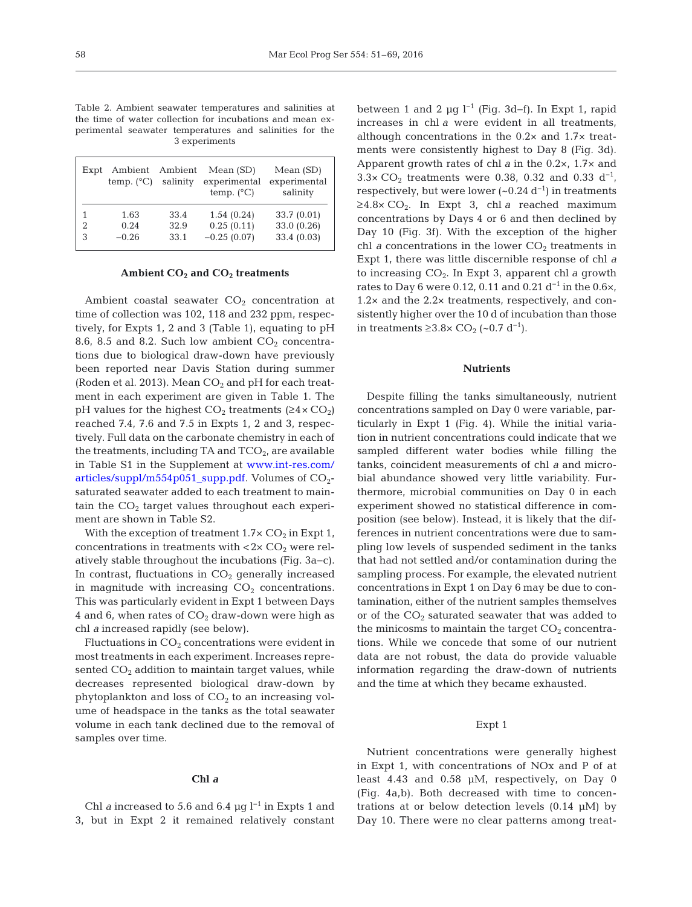Table 2. Ambient seawater temperatures and salinities at the time of water collection for incubations and mean experimental seawater temperatures and salinities for the 3 experiments

| Expt | Ambient temp. (°C) | Ambient salinity | Mean (SD) experimental temp. (°C) | Mean (SD) experimental salinity |
|---|---|---|---|---|
| 1 | 1.63 | 33.4 | 1.54 (0.24) | 33.7 (0.01) |
| 2 | 0.24 | 32.9 | 0.25 (0.11) | 33.0 (0.26) |
| 3 | −0.26 | 33.1 | −0.25 (0.07) | 33.4 (0.03) |

### Ambient $CO_2$ and $CO_2$ treatments

Ambient coastal seawater $CO_2$ concentration at time of collection was 102, 118 and 232 ppm, respectively, for Expts 1, 2 and 3 (Table 1), equating to pH 8.6, 8.5 and 8.2. Such low ambient $CO_2$ concentrations due to biological draw-down have previously been reported near Davis Station during summer (Roden et al. 2013). Mean $CO_2$ and pH for each treatment in each experiment are given in Table 1. The pH values for the highest $CO_2$ treatments ($\geq 4\times$ $CO_2$) reached 7.4, 7.6 and 7.5 in Expts 1, 2 and 3, respectively. Full data on the carbonate chemistry in each of the treatments, including TA and $TCO_2$, are available in Table S1 in the Supplement at www.int-res.com/articles/suppl/m554p051_supp.pdf. Volumes of $CO_2$-saturated seawater added to each treatment to maintain the $CO_2$ target values throughout each experiment are shown in Table S2.

With the exception of treatment $1.7\times$ $CO_2$ in Expt 1, concentrations in treatments with $<2\times$ $CO_2$ were relatively stable throughout the incubations (Fig. 3a–c). In contrast, fluctuations in $CO_2$ generally increased in magnitude with increasing $CO_2$ concentrations. This was particularly evident in Expt 1 between Days 4 and 6, when rates of $CO_2$ draw-down were high as chl *a* increased rapidly (see below).

Fluctuations in $CO_2$ concentrations were evident in most treatments in each experiment. Increases represented $CO_2$ addition to maintain target values, while decreases represented biological draw-down by phytoplankton and loss of $CO_2$ to an increasing volume of headspace in the tanks as the total seawater volume in each tank declined due to the removal of samples over time.

### Chl *a*

Chl *a* increased to 5.6 and 6.4 µg $l^{-1}$ in Expts 1 and 3, but in Expt 2 it remained relatively constant between 1 and 2 µg $l^{-1}$ (Fig. 3d–f). In Expt 1, rapid increases in chl *a* were evident in all treatments, although concentrations in the $0.2\times$ and $1.7\times$ treatments were consistently highest to Day 8 (Fig. 3d). Apparent growth rates of chl *a* in the $0.2\times$, $1.7\times$ and $3.3\times$ $CO_2$ treatments were 0.38, 0.32 and 0.33 $d^{-1}$, respectively, but were lower (~0.24 $d^{-1}$) in treatments $\geq 4.8\times$ $CO_2$. In Expt 3, chl *a* reached maximum concentrations by Days 4 or 6 and then declined by Day 10 (Fig. 3f). With the exception of the higher chl *a* concentrations in the lower $CO_2$ treatments in Expt 1, there was little discernible response of chl *a* to increasing $CO_2$. In Expt 3, apparent chl *a* growth rates to Day 6 were 0.12, 0.11 and 0.21 $d^{-1}$ in the $0.6\times$, $1.2\times$ and the $2.2\times$ treatments, respectively, and consistently higher over the 10 d of incubation than those in treatments $\geq 3.8\times$ $CO_2$ (~0.7 $d^{-1}$).

### Nutrients

Despite filling the tanks simultaneously, nutrient concentrations sampled on Day 0 were variable, particularly in Expt 1 (Fig. 4). While the initial variation in nutrient concentrations could indicate that we sampled different water bodies while filling the tanks, coincident measurements of chl *a* and microbial abundance showed very little variability. Furthermore, microbial communities on Day 0 in each experiment showed no statistical difference in composition (see below). Instead, it is likely that the differences in nutrient concentrations were due to sampling low levels of suspended sediment in the tanks that had not settled and/or contamination during the sampling process. For example, the elevated nutrient concentrations in Expt 1 on Day 6 may be due to contamination, either of the nutrient samples themselves or of the $CO_2$ saturated seawater that was added to the minicosms to maintain the target $CO_2$ concentrations. While we concede that some of our nutrient data are not robust, the data do provide valuable information regarding the draw-down of nutrients and the time at which they became exhausted.

#### Expt 1

Nutrient concentrations were generally highest in Expt 1, with concentrations of NOx and P of at least 4.43 and 0.58 µM, respectively, on Day 0 (Fig. 4a,b). Both decreased with time to concentrations at or below detection levels (0.14 µM) by Day 10. There were no clear patterns among treat-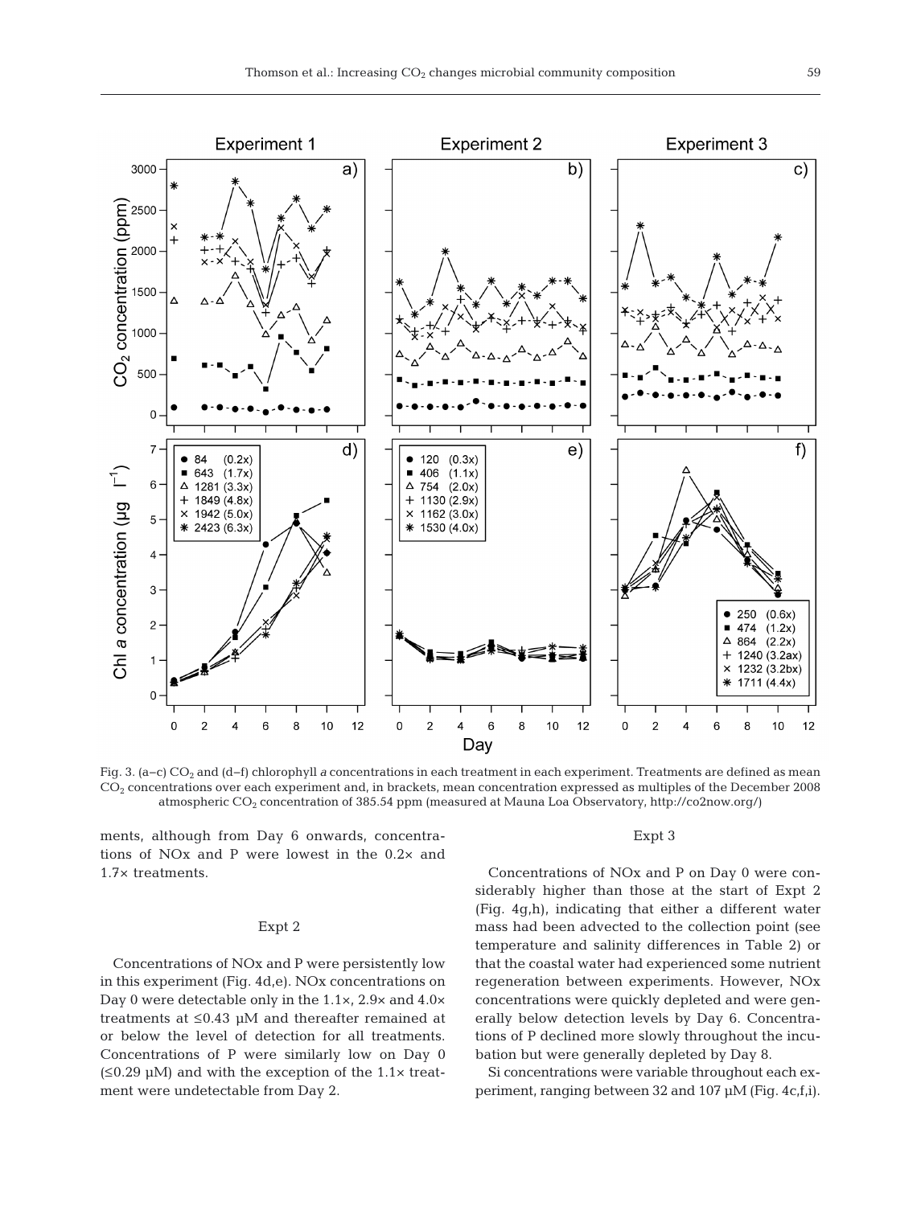Fig. 3. (a–c) $CO_2$ and (d–f) chlorophyll *a* concentrations in each treatment in each experiment. Treatments are defined as mean $CO_2$ concentrations over each experiment and, in brackets, mean concentration expressed as multiples of the December 2008 atmospheric $CO_2$ concentration of 385.54 ppm (measured at Mauna Loa Observatory, http://co2now.org/)

ments, although from Day 6 onwards, concentrations of NOx and P were lowest in the 0.2× and 1.7× treatments.

### Expt 2

Concentrations of NOx and P were persistently low in this experiment (Fig. 4d,e). NOx concentrations on Day 0 were detectable only in the 1.1×, 2.9× and 4.0× treatments at ≤0.43 µM and thereafter remained at or below the level of detection for all treatments. Concentrations of P were similarly low on Day 0 (≤0.29 µM) and with the exception of the 1.1× treatment were undetectable from Day 2.

### Expt 3

Concentrations of NOx and P on Day 0 were considerably higher than those at the start of Expt 2 (Fig. 4g,h), indicating that either a different water mass had been advected to the collection point (see temperature and salinity differences in Table 2) or that the coastal water had experienced some nutrient regeneration between experiments. However, NOx concentrations were quickly depleted and were generally below detection levels by Day 6. Concentrations of P declined more slowly throughout the incubation but were generally depleted by Day 8.

Si concentrations were variable throughout each experiment, ranging between 32 and 107 µM (Fig. 4c,f,i).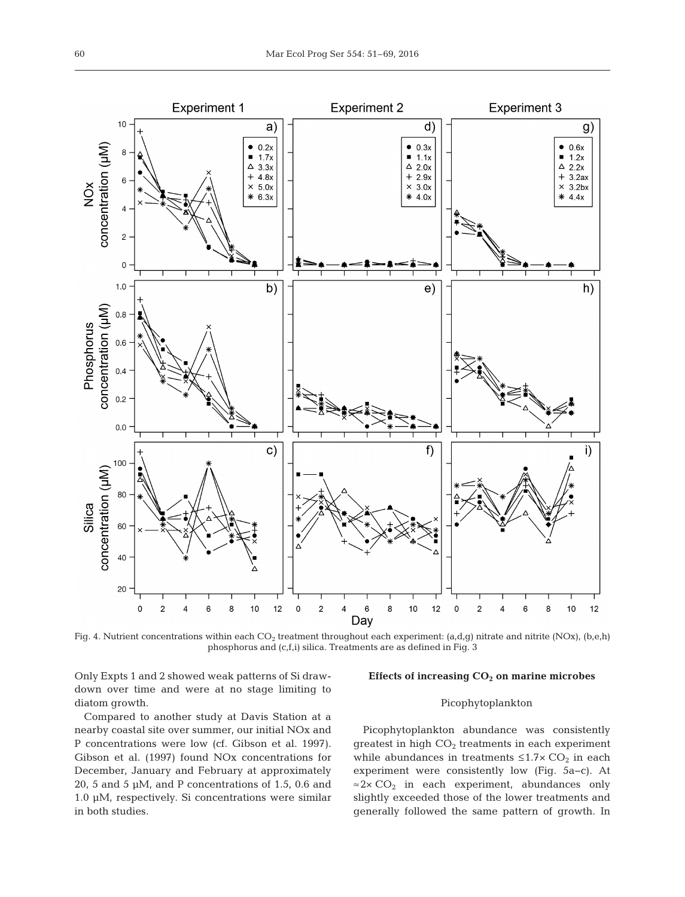Fig. 4. Nutrient concentrations within each $CO_2$ treatment throughout each experiment: (a,d,g) nitrate and nitrite (NOx), (b,e,h) phosphorus and (c,f,i) silica. Treatments are as defined in Fig. 3

Only Expts 1 and 2 showed weak patterns of Si drawdown over time and were at no stage limiting to diatom growth.

Compared to another study at Davis Station at a nearby coastal site over summer, our initial NOx and P concentrations were low (cf. Gibson et al. 1997). Gibson et al. (1997) found NOx concentrations for December, January and February at approximately 20, 5 and 5 µM, and P concentrations of 1.5, 0.6 and 1.0 µM, respectively. Si concentrations were similar in both studies.

### Effects of increasing $CO_2$ on marine microbes

#### Picophytoplankton

Picophytoplankton abundance was consistently greatest in high $CO_2$ treatments in each experiment while abundances in treatments $\leq 1.7\times$ $CO_2$ in each experiment were consistently low (Fig. 5a–c). At $\approx 2\times$ $CO_2$ in each experiment, abundances only slightly exceeded those of the lower treatments and generally followed the same pattern of growth. In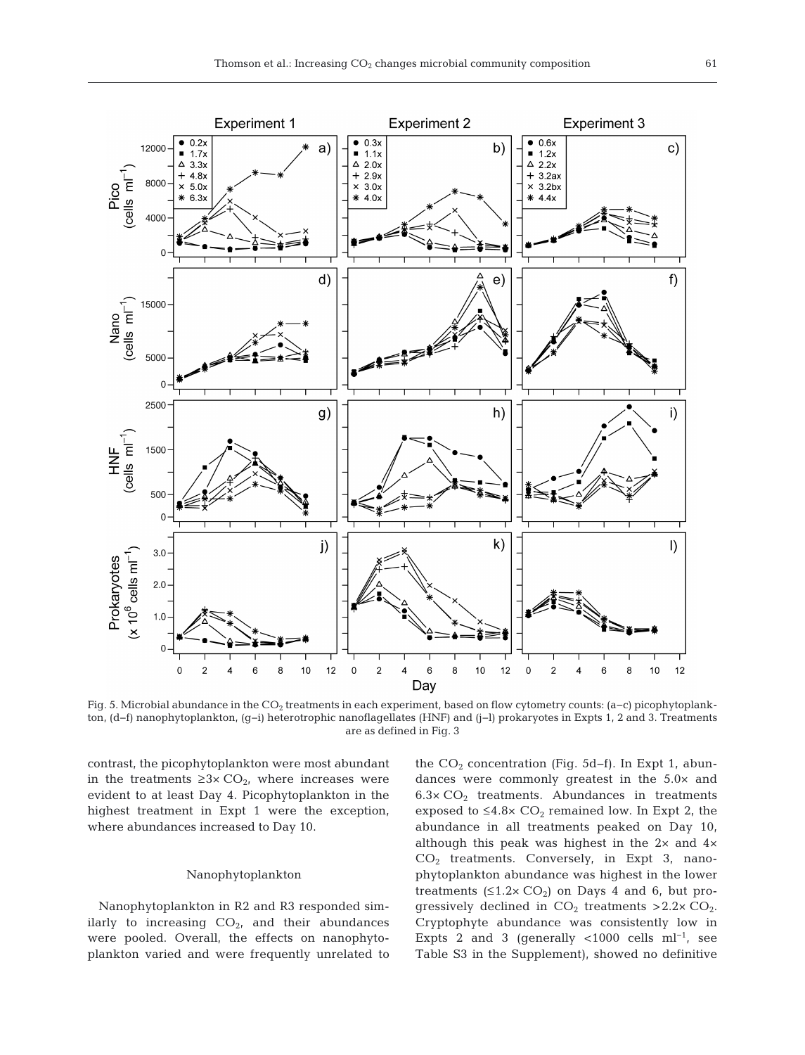Fig. 5. Microbial abundance in the $CO_2$ treatments in each experiment, based on flow cytometry counts: (a–c) picophytoplankton, (d–f) nanophytoplankton, (g–i) heterotrophic nanoflagellates (HNF) and (j–l) prokaryotes in Expts 1, 2 and 3. Treatments are as defined in Fig. 3

contrast, the picophytoplankton were most abundant in the treatments $\geq 3\times$ $CO_2$, where increases were evident to at least Day 4. Picophytoplankton in the highest treatment in Expt 1 were the exception, where abundances increased to Day 10.

### Nanophytoplankton

Nanophytoplankton in R2 and R3 responded similarly to increasing $CO_2$, and their abundances were pooled. Overall, the effects on nanophytoplankton varied and were frequently unrelated to the $CO_2$ concentration (Fig. 5d–f). In Expt 1, abundances were commonly greatest in the 5.0× and 6.3× $CO_2$ treatments. Abundances in treatments exposed to $\leq 4.8\times$ $CO_2$ remained low. In Expt 2, the abundance in all treatments peaked on Day 10, although this peak was highest in the 2× and 4× $CO_2$ treatments. Conversely, in Expt 3, nanophytoplankton abundance was highest in the lower treatments ($\leq 1.2\times$ $CO_2$) on Days 4 and 6, but progressively declined in $CO_2$ treatments $>2.2\times$ $CO_2$. Cryptophyte abundance was consistently low in Expts 2 and 3 (generally <1000 cells $ml^{-1}$, see Table S3 in the Supplement), showed no definitive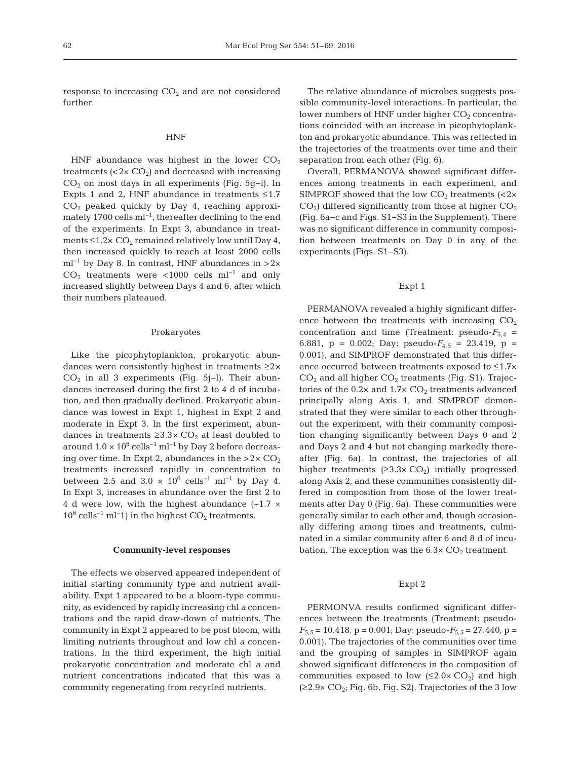response to increasing $CO_2$ and are not considered further.

### HNF

HNF abundance was highest in the lower $CO_2$ treatments (<2× $CO_2$) and decreased with increasing $CO_2$ on most days in all experiments (Fig. 5g–i). In Expts 1 and 2, HNF abundance in treatments ≤1.7 $CO_2$ peaked quickly by Day 4, reaching approximately 1700 cells $ml^{-1}$, thereafter declining to the end of the experiments. In Expt 3, abundance in treatments ≤1.2× $CO_2$ remained relatively low until Day 4, then increased quickly to reach at least 2000 cells $ml^{-1}$ by Day 8. In contrast, HNF abundances in >2× $CO_2$ treatments were <1000 cells $ml^{-1}$ and only increased slightly between Days 4 and 6, after which their numbers plateaued.

### Prokaryotes

Like the picophytoplankton, prokaryotic abundances were consistently highest in treatments ≥2× $CO_2$ in all 3 experiments (Fig. 5j–l). Their abundances increased during the first 2 to 4 d of incubation, and then gradually declined. Prokaryotic abundance was lowest in Expt 1, highest in Expt 2 and moderate in Expt 3. In the first experiment, abundances in treatments ≥3.3× $CO_2$ at least doubled to around $1.0 \times 10^6$ $cells^{-1}$ $ml^{-1}$ by Day 2 before decreasing over time. In Expt 2, abundances in the >2× $CO_2$ treatments increased rapidly in concentration to between 2.5 and 3.0 × $10^6$ $cells^{-1}$ $ml^{-1}$ by Day 4. In Expt 3, increases in abundance over the first 2 to 4 d were low, with the highest abundance (~1.7 × $10^6$ $cells^{-1}$ $ml^{-1}$) in the highest $CO_2$ treatments.

## Community-level responses

The effects we observed appeared independent of initial starting community type and nutrient availability. Expt 1 appeared to be a bloom-type community, as evidenced by rapidly increasing chl *a* concentrations and the rapid draw-down of nutrients. The community in Expt 2 appeared to be post bloom, with limiting nutrients throughout and low chl *a* concentrations. In the third experiment, the high initial prokaryotic concentration and moderate chl *a* and nutrient concentrations indicated that this was a community regenerating from recycled nutrients.

The relative abundance of microbes suggests possible community-level interactions. In particular, the lower numbers of HNF under higher $CO_2$ concentrations coincided with an increase in picophytoplankton and prokaryotic abundance. This was reflected in the trajectories of the treatments over time and their separation from each other (Fig. 6).

Overall, PERMANOVA showed significant differences among treatments in each experiment, and SIMPROF showed that the low $CO_2$ treatments (<2× $CO_2$) differed significantly from those at higher $CO_2$ (Fig. 6a–c and Figs. S1–S3 in the Supplement). There was no significant difference in community composition between treatments on Day 0 in any of the experiments (Figs. S1–S3).

### Expt 1

PERMANOVA revealed a highly significant difference between the treatments with increasing $CO_2$ concentration and time (Treatment: pseudo-$F_{5,4}$ = 6.881, p = 0.002; Day: pseudo-$F_{4,5}$ = 23.419, p = 0.001), and SIMPROF demonstrated that this difference occurred between treatments exposed to ≤1.7× $CO_2$ and all higher $CO_2$ treatments (Fig. S1). Trajectories of the 0.2× and 1.7× $CO_2$ treatments advanced principally along Axis 1, and SIMPROF demonstrated that they were similar to each other throughout the experiment, with their community composition changing significantly between Days 0 and 2 and Days 2 and 4 but not changing markedly thereafter (Fig. 6a). In contrast, the trajectories of all higher treatments (≥3.3× $CO_2$) initially progressed along Axis 2, and these communities consistently differed in composition from those of the lower treatments after Day 0 (Fig. 6a). These communities were generally similar to each other and, though occasionally differing among times and treatments, culminated in a similar community after 6 and 8 d of incubation. The exception was the 6.3× $CO_2$ treatment.

### Expt 2

PERMONVA results confirmed significant differences between the treatments (Treatment: pseudo-$F_{5,5}$ = 10.418, p = 0.001; Day: pseudo-$F_{5,5}$ = 27.440, p = 0.001). The trajectories of the communities over time and the grouping of samples in SIMPROF again showed significant differences in the composition of communities exposed to low (≤2.0× $CO_2$) and high (≥2.9× $CO_2$; Fig. 6b, Fig. S2). Trajectories of the 3 low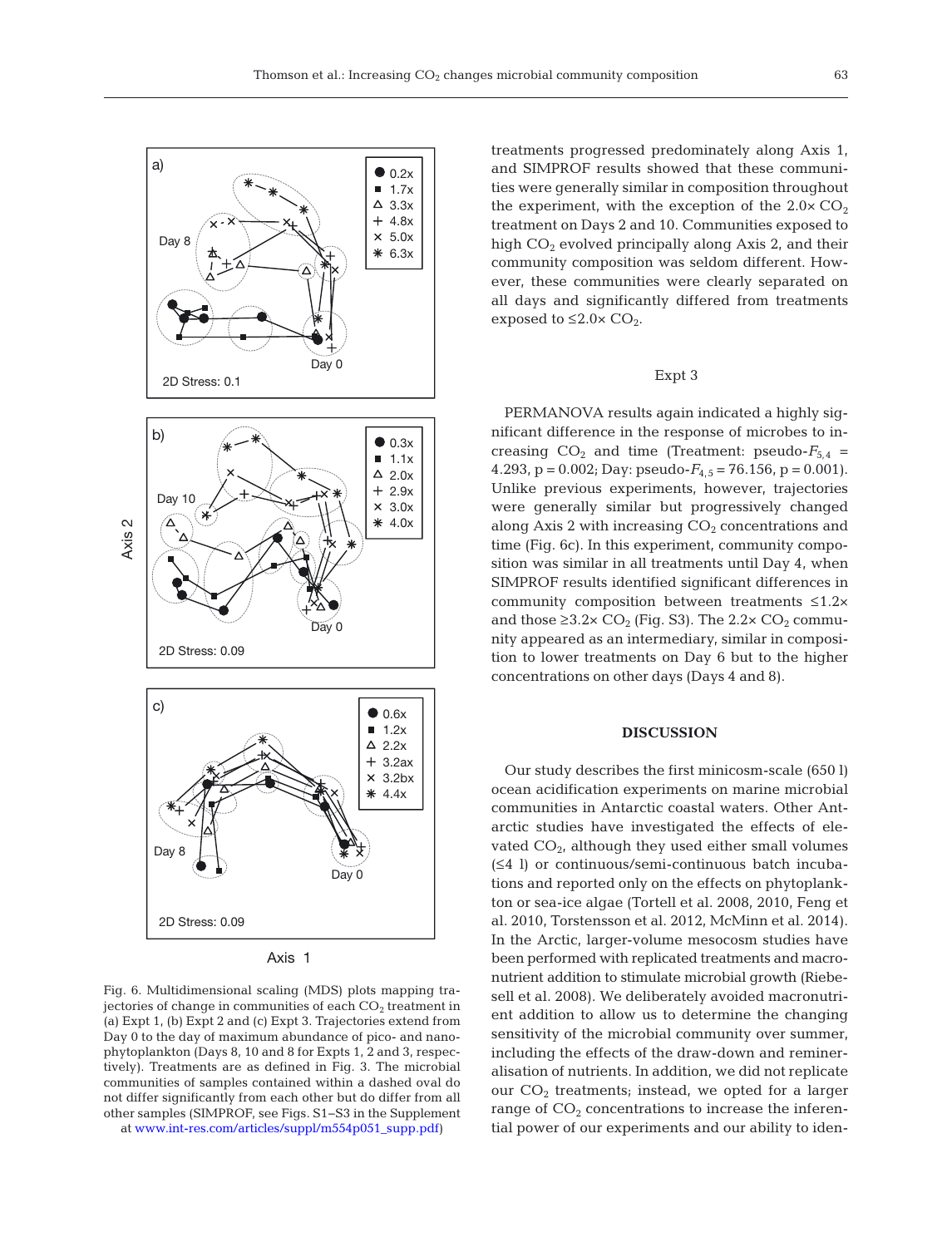Fig. 6. Multidimensional scaling (MDS) plots mapping trajectories of change in communities of each $CO_2$ treatment in (a) Expt 1, (b) Expt 2 and (c) Expt 3. Trajectories extend from Day 0 to the day of maximum abundance of pico- and nanophytoplankton (Days 8, 10 and 8 for Expts 1, 2 and 3, respectively). Treatments are as defined in Fig. 3. The microbial communities of samples contained within a dashed oval do not differ significantly from each other but do differ from all other samples (SIMPROF, see Figs. S1–S3 in the Supplement at www.int-res.com/articles/suppl/m554p051_supp.pdf)

treatments progressed predominately along Axis 1, and SIMPROF results showed that these communities were generally similar in composition throughout the experiment, with the exception of the 2.0× $CO_2$ treatment on Days 2 and 10. Communities exposed to high $CO_2$ evolved principally along Axis 2, and their community composition was seldom different. However, these communities were clearly separated on all days and significantly differed from treatments exposed to ≤2.0× $CO_2$.

### Expt 3

PERMANOVA results again indicated a highly significant difference in the response of microbes to increasing $CO_2$ and time (Treatment: pseudo-$F_{5,4}$ = 4.293, p = 0.002; Day: pseudo-$F_{4,5}$ = 76.156, p = 0.001). Unlike previous experiments, however, trajectories were generally similar but progressively changed along Axis 2 with increasing $CO_2$ concentrations and time (Fig. 6c). In this experiment, community composition was similar in all treatments until Day 4, when SIMPROF results identified significant differences in community composition between treatments ≤1.2× and those ≥3.2× $CO_2$ (Fig. S3). The 2.2× $CO_2$ community appeared as an intermediary, similar in composition to lower treatments on Day 6 but to the higher concentrations on other days (Days 4 and 8).

## DISCUSSION

Our study describes the first minicosm-scale (650 l) ocean acidification experiments on marine microbial communities in Antarctic coastal waters. Other Antarctic studies have investigated the effects of elevated $CO_2$, although they used either small volumes (≤4 l) or continuous/semi-continuous batch incubations and reported only on the effects on phytoplankton or sea-ice algae (Tortell et al. 2008, 2010, Feng et al. 2010, Torstensson et al. 2012, McMinn et al. 2014). In the Arctic, larger-volume mesocosm studies have been performed with replicated treatments and macronutrient addition to stimulate microbial growth (Riebesell et al. 2008). We deliberately avoided macronutrient addition to allow us to determine the changing sensitivity of the microbial community over summer, including the effects of the draw-down and remineralisation of nutrients. In addition, we did not replicate our $CO_2$ treatments; instead, we opted for a larger range of $CO_2$ concentrations to increase the inferential power of our experiments and our ability to iden-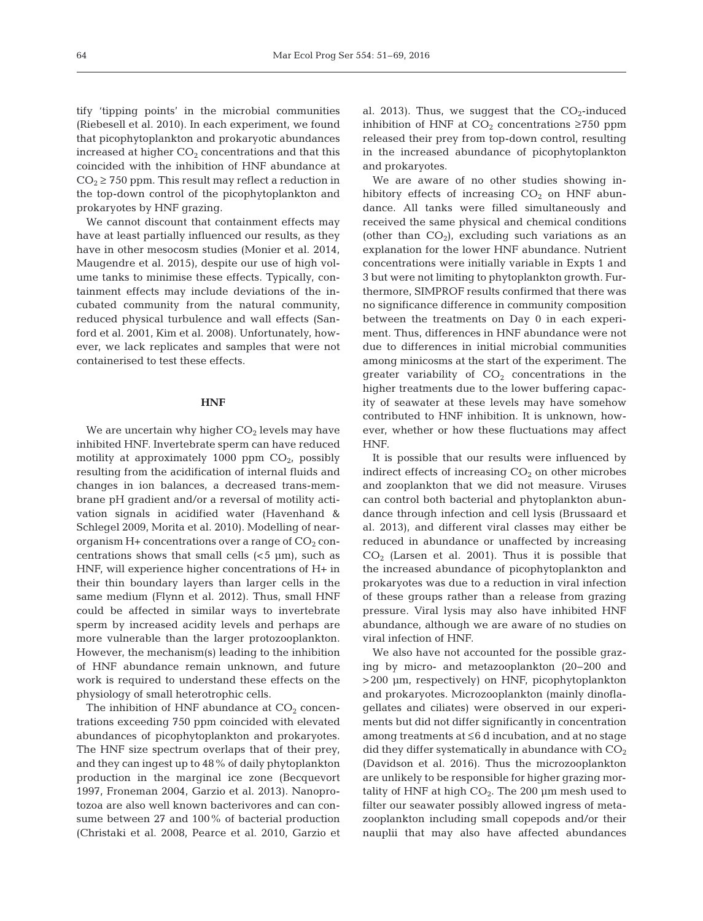tify 'tipping points' in the microbial communities (Riebesell et al. 2010). In each experiment, we found that picophytoplankton and prokaryotic abundances increased at higher $CO_2$ concentrations and that this coincided with the inhibition of HNF abundance at $CO_2 \geq 750$ ppm. This result may reflect a reduction in the top-down control of the picophytoplankton and prokaryotes by HNF grazing.

We cannot discount that containment effects may have at least partially influenced our results, as they have in other mesocosm studies (Monier et al. 2014, Maugendre et al. 2015), despite our use of high volume tanks to minimise these effects. Typically, containment effects may include deviations of the incubated community from the natural community, reduced physical turbulence and wall effects (Sanford et al. 2001, Kim et al. 2008). Unfortunately, however, we lack replicates and samples that were not containerised to test these effects.

### HNF

We are uncertain why higher $CO_2$ levels may have inhibited HNF. Invertebrate sperm can have reduced motility at approximately 1000 ppm $CO_2$, possibly resulting from the acidification of internal fluids and changes in ion balances, a decreased trans-membrane pH gradient and/or a reversal of motility activation signals in acidified water (Havenhand & Schlegel 2009, Morita et al. 2010). Modelling of near-organism H+ concentrations over a range of $CO_2$ concentrations shows that small cells (<5 µm), such as HNF, will experience higher concentrations of H+ in their thin boundary layers than larger cells in the same medium (Flynn et al. 2012). Thus, small HNF could be affected in similar ways to invertebrate sperm by increased acidity levels and perhaps are more vulnerable than the larger protozooplankton. However, the mechanism(s) leading to the inhibition of HNF abundance remain unknown, and future work is required to understand these effects on the physiology of small heterotrophic cells.

The inhibition of HNF abundance at $CO_2$ concentrations exceeding 750 ppm coincided with elevated abundances of picophytoplankton and prokaryotes. The HNF size spectrum overlaps that of their prey, and they can ingest up to 48% of daily phytoplankton production in the marginal ice zone (Becquevort 1997, Froneman 2004, Garzio et al. 2013). Nanoprotozoa are also well known bacterivores and can consume between 27 and 100% of bacterial production (Christaki et al. 2008, Pearce et al. 2010, Garzio et al. 2013). Thus, we suggest that the $CO_2$-induced inhibition of HNF at $CO_2$ concentrations ≥750 ppm released their prey from top-down control, resulting in the increased abundance of picophytoplankton and prokaryotes.

We are aware of no other studies showing inhibitory effects of increasing $CO_2$ on HNF abundance. All tanks were filled simultaneously and received the same physical and chemical conditions (other than $CO_2$), excluding such variations as an explanation for the lower HNF abundance. Nutrient concentrations were initially variable in Expts 1 and 3 but were not limiting to phytoplankton growth. Furthermore, SIMPROF results confirmed that there was no significance difference in community composition between the treatments on Day 0 in each experiment. Thus, differences in HNF abundance were not due to differences in initial microbial communities among minicosms at the start of the experiment. The greater variability of $CO_2$ concentrations in the higher treatments due to the lower buffering capacity of seawater at these levels may have somehow contributed to HNF inhibition. It is unknown, however, whether or how these fluctuations may affect HNF.

It is possible that our results were influenced by indirect effects of increasing $CO_2$ on other microbes and zooplankton that we did not measure. Viruses can control both bacterial and phytoplankton abundance through infection and cell lysis (Brussaard et al. 2013), and different viral classes may either be reduced in abundance or unaffected by increasing $CO_2$ (Larsen et al. 2001). Thus it is possible that the increased abundance of picophytoplankton and prokaryotes was due to a reduction in viral infection of these groups rather than a release from grazing pressure. Viral lysis may also have inhibited HNF abundance, although we are aware of no studies on viral infection of HNF.

We also have not accounted for the possible grazing by micro- and metazooplankton (20–200 and >200 µm, respectively) on HNF, picophytoplankton and prokaryotes. Microzooplankton (mainly dinoflagellates and ciliates) were observed in our experiments but did not differ significantly in concentration among treatments at ≤6 d incubation, and at no stage did they differ systematically in abundance with $CO_2$ (Davidson et al. 2016). Thus the microzooplankton are unlikely to be responsible for higher grazing mortality of HNF at high $CO_2$. The 200 µm mesh used to filter our seawater possibly allowed ingress of metazooplankton including small copepods and/or their nauplii that may also have affected abundances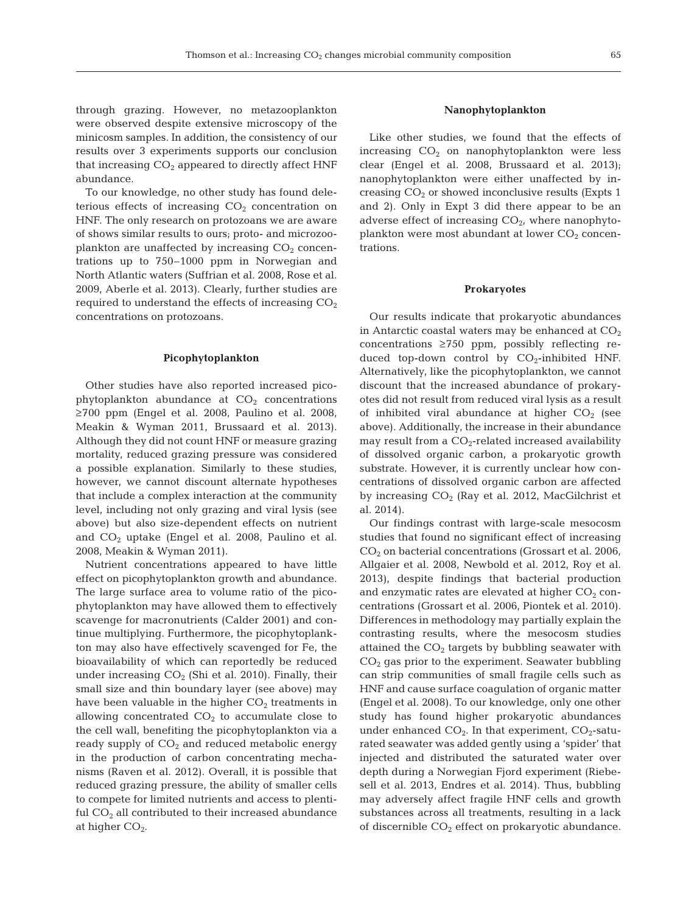through grazing. However, no metazooplankton were observed despite extensive microscopy of the minicosm samples. In addition, the consistency of our results over 3 experiments supports our conclusion that increasing $CO_2$ appeared to directly affect HNF abundance.

To our knowledge, no other study has found deleterious effects of increasing $CO_2$ concentration on HNF. The only research on protozoans we are aware of shows similar results to ours; proto- and microzooplankton are unaffected by increasing $CO_2$ concentrations up to 750–1000 ppm in Norwegian and North Atlantic waters (Suffrian et al. 2008, Rose et al. 2009, Aberle et al. 2013). Clearly, further studies are required to understand the effects of increasing $CO_2$ concentrations on protozoans.

### Picophytoplankton

Other studies have also reported increased picophytoplankton abundance at $CO_2$ concentrations ≥700 ppm (Engel et al. 2008, Paulino et al. 2008, Meakin & Wyman 2011, Brussaard et al. 2013). Although they did not count HNF or measure grazing mortality, reduced grazing pressure was considered a possible explanation. Similarly to these studies, however, we cannot discount alternate hypotheses that include a complex interaction at the community level, including not only grazing and viral lysis (see above) but also size-dependent effects on nutrient and $CO_2$ uptake (Engel et al. 2008, Paulino et al. 2008, Meakin & Wyman 2011).

Nutrient concentrations appeared to have little effect on picophytoplankton growth and abundance. The large surface area to volume ratio of the picophytoplankton may have allowed them to effectively scavenge for macronutrients (Calder 2001) and continue multiplying. Furthermore, the picophytoplankton may also have effectively scavenged for Fe, the bioavailability of which can reportedly be reduced under increasing $CO_2$ (Shi et al. 2010). Finally, their small size and thin boundary layer (see above) may have been valuable in the higher $CO_2$ treatments in allowing concentrated $CO_2$ to accumulate close to the cell wall, benefiting the picophytoplankton via a ready supply of $CO_2$ and reduced metabolic energy in the production of carbon concentrating mechanisms (Raven et al. 2012). Overall, it is possible that reduced grazing pressure, the ability of smaller cells to compete for limited nutrients and access to plentiful $CO_2$ all contributed to their increased abundance at higher $CO_2$.

### Nanophytoplankton

Like other studies, we found that the effects of increasing $CO_2$ on nanophytoplankton were less clear (Engel et al. 2008, Brussaard et al. 2013); nanophytoplankton were either unaffected by increasing $CO_2$ or showed inconclusive results (Expts 1 and 2). Only in Expt 3 did there appear to be an adverse effect of increasing $CO_2$, where nanophytoplankton were most abundant at lower $CO_2$ concentrations.

### Prokaryotes

Our results indicate that prokaryotic abundances in Antarctic coastal waters may be enhanced at $CO_2$ concentrations ≥750 ppm, possibly reflecting reduced top-down control by $CO_2$-inhibited HNF. Alternatively, like the picophytoplankton, we cannot discount that the increased abundance of prokaryotes did not result from reduced viral lysis as a result of inhibited viral abundance at higher $CO_2$ (see above). Additionally, the increase in their abundance may result from a $CO_2$-related increased availability of dissolved organic carbon, a prokaryotic growth substrate. However, it is currently unclear how concentrations of dissolved organic carbon are affected by increasing $CO_2$ (Ray et al. 2012, MacGilchrist et al. 2014).

Our findings contrast with large-scale mesocosm studies that found no significant effect of increasing $CO_2$ on bacterial concentrations (Grossart et al. 2006, Allgaier et al. 2008, Newbold et al. 2012, Roy et al. 2013), despite findings that bacterial production and enzymatic rates are elevated at higher $CO_2$ concentrations (Grossart et al. 2006, Piontek et al. 2010). Differences in methodology may partially explain the contrasting results, where the mesocosm studies attained the $CO_2$ targets by bubbling seawater with $CO_2$ gas prior to the experiment. Seawater bubbling can strip communities of small fragile cells such as HNF and cause surface coagulation of organic matter (Engel et al. 2008). To our knowledge, only one other study has found higher prokaryotic abundances under enhanced $CO_2$. In that experiment, $CO_2$-saturated seawater was added gently using a 'spider' that injected and distributed the saturated water over depth during a Norwegian Fjord experiment (Riebesell et al. 2013, Endres et al. 2014). Thus, bubbling may adversely affect fragile HNF cells and growth substances across all treatments, resulting in a lack of discernible $CO_2$ effect on prokaryotic abundance.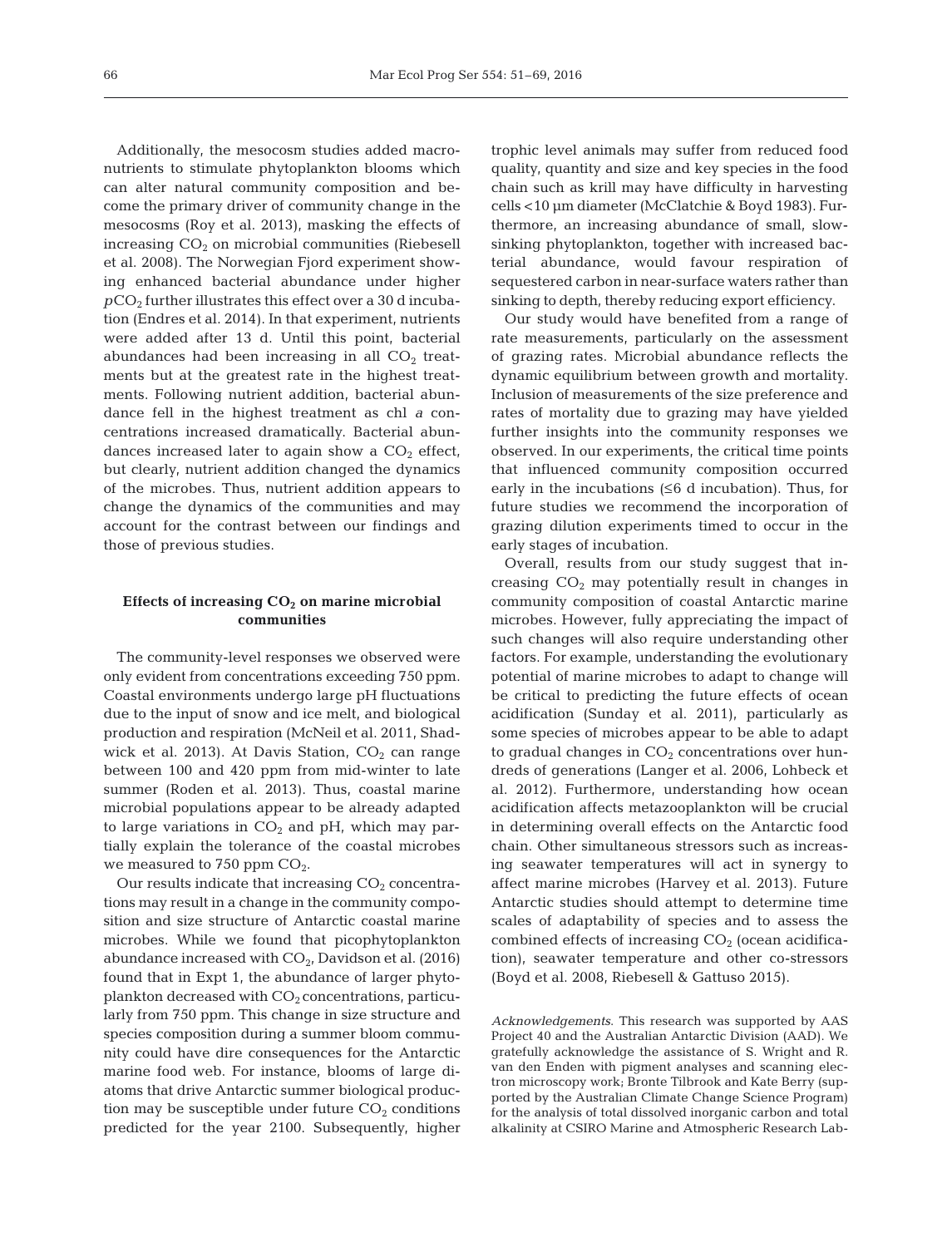Additionally, the mesocosm studies added macronutrients to stimulate phytoplankton blooms which can alter natural community composition and become the primary driver of community change in the mesocosms (Roy et al. 2013), masking the effects of increasing $CO_2$ on microbial communities (Riebesell et al. 2008). The Norwegian Fjord experiment showing enhanced bacterial abundance under higher $pCO_2$ further illustrates this effect over a 30 d incubation (Endres et al. 2014). In that experiment, nutrients were added after 13 d. Until this point, bacterial abundances had been increasing in all $CO_2$ treatments but at the greatest rate in the highest treatments. Following nutrient addition, bacterial abundance fell in the highest treatment as chl *a* concentrations increased dramatically. Bacterial abundances increased later to again show a $CO_2$ effect, but clearly, nutrient addition changed the dynamics of the microbes. Thus, nutrient addition appears to change the dynamics of the communities and may account for the contrast between our findings and those of previous studies.

### Effects of increasing $CO_2$ on marine microbial communities

The community-level responses we observed were only evident from concentrations exceeding 750 ppm. Coastal environments undergo large pH fluctuations due to the input of snow and ice melt, and biological production and respiration (McNeil et al. 2011, Shadwick et al. 2013). At Davis Station, $CO_2$ can range between 100 and 420 ppm from mid-winter to late summer (Roden et al. 2013). Thus, coastal marine microbial populations appear to be already adapted to large variations in $CO_2$ and pH, which may partially explain the tolerance of the coastal microbes we measured to 750 ppm $CO_2$.

Our results indicate that increasing $CO_2$ concentrations may result in a change in the community composition and size structure of Antarctic coastal marine microbes. While we found that picophytoplankton abundance increased with $CO_2$, Davidson et al. (2016) found that in Expt 1, the abundance of larger phytoplankton decreased with $CO_2$ concentrations, particularly from 750 ppm. This change in size structure and species composition during a summer bloom community could have dire consequences for the Antarctic marine food web. For instance, blooms of large diatoms that drive Antarctic summer biological production may be susceptible under future $CO_2$ conditions predicted for the year 2100. Subsequently, higher trophic level animals may suffer from reduced food quality, quantity and size and key species in the food chain such as krill may have difficulty in harvesting cells <10 µm diameter (McClatchie & Boyd 1983). Furthermore, an increasing abundance of small, slow-sinking phytoplankton, together with increased bacterial abundance, would favour respiration of sequestered carbon in near-surface waters rather than sinking to depth, thereby reducing export efficiency.

Our study would have benefited from a range of rate measurements, particularly on the assessment of grazing rates. Microbial abundance reflects the dynamic equilibrium between growth and mortality. Inclusion of measurements of the size preference and rates of mortality due to grazing may have yielded further insights into the community responses we observed. In our experiments, the critical time points that influenced community composition occurred early in the incubations (≤6 d incubation). Thus, for future studies we recommend the incorporation of grazing dilution experiments timed to occur in the early stages of incubation.

Overall, results from our study suggest that increasing $CO_2$ may potentially result in changes in community composition of coastal Antarctic marine microbes. However, fully appreciating the impact of such changes will also require understanding other factors. For example, understanding the evolutionary potential of marine microbes to adapt to change will be critical to predicting the future effects of ocean acidification (Sunday et al. 2011), particularly as some species of microbes appear to be able to adapt to gradual changes in $CO_2$ concentrations over hundreds of generations (Langer et al. 2006, Lohbeck et al. 2012). Furthermore, understanding how ocean acidification affects metazooplankton will be crucial in determining overall effects on the Antarctic food chain. Other simultaneous stressors such as increasing seawater temperatures will act in synergy to affect marine microbes (Harvey et al. 2013). Future Antarctic studies should attempt to determine time scales of adaptability of species and to assess the combined effects of increasing $CO_2$ (ocean acidification), seawater temperature and other co-stressors (Boyd et al. 2008, Riebesell & Gattuso 2015).

*Acknowledgements.* This research was supported by AAS Project 40 and the Australian Antarctic Division (AAD). We gratefully acknowledge the assistance of S. Wright and R. van den Enden with pigment analyses and scanning electron microscopy work; Bronte Tilbrook and Kate Berry (supported by the Australian Climate Change Science Program) for the analysis of total dissolved inorganic carbon and total alkalinity at CSIRO Marine and Atmospheric Research Lab-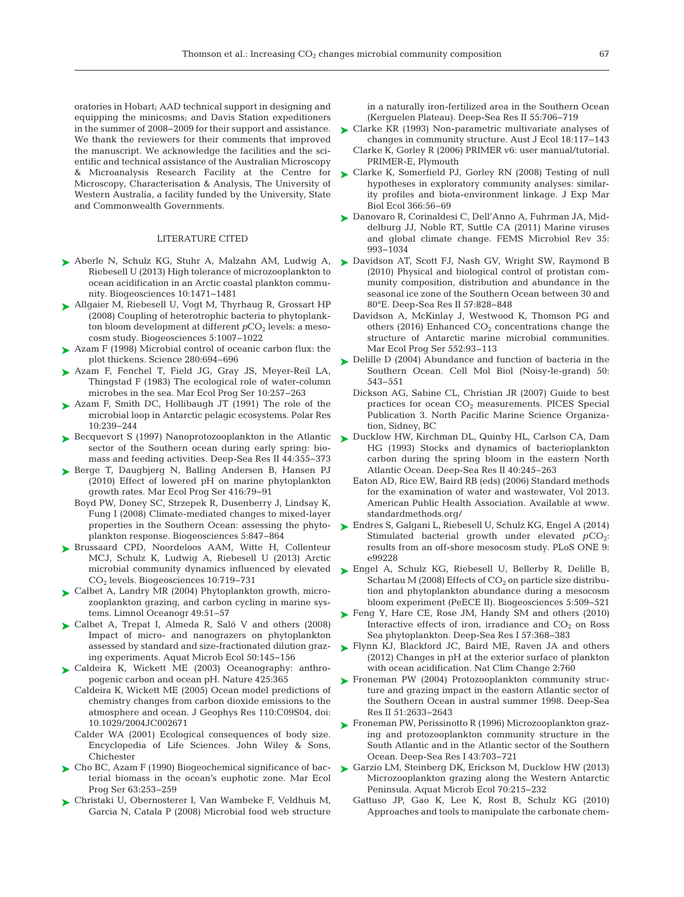oratories in Hobart; AAD technical support in designing and equipping the minicosms; and Davis Station expeditioners in the summer of 2008–2009 for their support and assistance. We thank the reviewers for their comments that improved the manuscript. We acknowledge the facilities and the scientific and technical assistance of the Australian Microscopy & Microanalysis Research Facility at the Centre for Microscopy, Characterisation & Analysis, The University of Western Australia, a facility funded by the University, State and Commonwealth Governments.

## LITERATURE CITED

- Aberle N, Schulz KG, Stuhr A, Malzahn AM, Ludwig A, Riebesell U (2013) High tolerance of microzooplankton to ocean acidification in an Arctic coastal plankton community. Biogeosciences 10:1471–1481
- Allgaier M, Riebesell U, Vogt M, Thyrhaug R, Grossart HP (2008) Coupling of heterotrophic bacteria to phytoplankton bloom development at different $pCO_2$ levels: a mesocosm study. Biogeosciences 5:1007–1022
- Azam F (1998) Microbial control of oceanic carbon flux: the plot thickens. Science 280:694–696
- Azam F, Fenchel T, Field JG, Gray JS, Meyer-Reil LA, Thingstad F (1983) The ecological role of water-column microbes in the sea. Mar Ecol Prog Ser 10:257–263
- Azam F, Smith DC, Hollibaugh JT (1991) The role of the microbial loop in Antarctic pelagic ecosystems. Polar Res 10:239–244
- Becquevort S (1997) Nanoprotozooplankton in the Atlantic sector of the Southern ocean during early spring: biomass and feeding activities. Deep-Sea Res II 44:355–373
- Berge T, Daugbjerg N, Balling Andersen B, Hansen PJ (2010) Effect of lowered pH on marine phytoplankton growth rates. Mar Ecol Prog Ser 416:79–91
- Boyd PW, Doney SC, Strzepek R, Dusenberry J, Lindsay K, Fung I (2008) Climate-mediated changes to mixed-layer properties in the Southern Ocean: assessing the phytoplankton response. Biogeosciences 5:847–864
- Brussaard CPD, Noordeloos AAM, Witte H, Collenteur MCJ, Schulz K, Ludwig A, Riebesell U (2013) Arctic microbial community dynamics influenced by elevated $CO_2$ levels. Biogeosciences 10:719–731
- Calbet A, Landry MR (2004) Phytoplankton growth, microzooplankton grazing, and carbon cycling in marine systems. Limnol Oceanogr 49:51–57
- Calbet A, Trepat I, Almeda R, Saló V and others (2008) Impact of micro- and nanograzers on phytoplankton assessed by standard and size-fractionated dilution grazing experiments. Aquat Microb Ecol 50:145–156
- Caldeira K, Wickett ME (2003) Oceanography: anthropogenic carbon and ocean pH. Nature 425:365
- Caldeira K, Wickett ME (2005) Ocean model predictions of chemistry changes from carbon dioxide emissions to the atmosphere and ocean. J Geophys Res 110:C09S04, doi: 10.1029/2004JC002671
- Calder WA (2001) Ecological consequences of body size. Encyclopedia of Life Sciences. John Wiley & Sons, Chichester
- Cho BC, Azam F (1990) Biogeochemical significance of bacterial biomass in the ocean's euphotic zone. Mar Ecol Prog Ser 63:253–259
- Christaki U, Obernosterer I, Van Wambeke F, Veldhuis M, Garcia N, Catala P (2008) Microbial food web structure in a naturally iron-fertilized area in the Southern Ocean (Kerguelen Plateau). Deep-Sea Res II 55:706–719
- Clarke KR (1993) Non-parametric multivariate analyses of changes in community structure. Aust J Ecol 18:117–143
- Clarke K, Gorley R (2006) PRIMER v6: user manual/tutorial. PRIMER-E, Plymouth
- Clarke K, Somerfield PJ, Gorley RN (2008) Testing of null hypotheses in exploratory community analyses: similarity profiles and biota-environment linkage. J Exp Mar Biol Ecol 366:56–69
- Danovaro R, Corinaldesi C, Dell'Anno A, Fuhrman JA, Middelburg JJ, Noble RT, Suttle CA (2011) Marine viruses and global climate change. FEMS Microbiol Rev 35: 993–1034
- Davidson AT, Scott FJ, Nash GV, Wright SW, Raymond B (2010) Physical and biological control of protistan community composition, distribution and abundance in the seasonal ice zone of the Southern Ocean between 30 and 80°E. Deep-Sea Res II 57:828–848
- Davidson A, McKinlay J, Westwood K, Thomson PG and others (2016) Enhanced $CO_2$ concentrations change the structure of Antarctic marine microbial communities. Mar Ecol Prog Ser 552:93–113
- Delille D (2004) Abundance and function of bacteria in the Southern Ocean. Cell Mol Biol (Noisy-le-grand) 50: 543–551
- Dickson AG, Sabine CL, Christian JR (2007) Guide to best practices for ocean $CO_2$ measurements. PICES Special Publication 3. North Pacific Marine Science Organization, Sidney, BC
- Ducklow HW, Kirchman DL, Quinby HL, Carlson CA, Dam HG (1993) Stocks and dynamics of bacterioplankton carbon during the spring bloom in the eastern North Atlantic Ocean. Deep-Sea Res II 40:245–263
- Eaton AD, Rice EW, Baird RB (eds) (2006) Standard methods for the examination of water and wastewater, Vol 2013. American Public Health Association. Available at www.standardmethods.org/
- Endres S, Galgani L, Riebesell U, Schulz KG, Engel A (2014) Stimulated bacterial growth under elevated $pCO_2$: results from an off-shore mesocosm study. PLoS ONE 9: e99228
- Engel A, Schulz KG, Riebesell U, Bellerby R, Delille B, Schartau M (2008) Effects of $CO_2$ on particle size distribution and phytoplankton abundance during a mesocosm bloom experiment (PeECE II). Biogeosciences 5:509–521
- Feng Y, Hare CE, Rose JM, Handy SM and others (2010) Interactive effects of iron, irradiance and $CO_2$ on Ross Sea phytoplankton. Deep-Sea Res I 57:368–383
- Flynn KJ, Blackford JC, Baird ME, Raven JA and others (2012) Changes in pH at the exterior surface of plankton with ocean acidification. Nat Clim Change 2:760
- Froneman PW (2004) Protozooplankton community structure and grazing impact in the eastern Atlantic sector of the Southern Ocean in austral summer 1998. Deep-Sea Res II 51:2633–2643
- Froneman PW, Perissinotto R (1996) Microzooplankton grazing and protozooplankton community structure in the South Atlantic and in the Atlantic sector of the Southern Ocean. Deep-Sea Res I 43:703–721
- Garzio LM, Steinberg DK, Erickson M, Ducklow HW (2013) Microzooplankton grazing along the Western Antarctic Peninsula. Aquat Microb Ecol 70:215–232
- Gattuso JP, Gao K, Lee K, Rost B, Schulz KG (2010) Approaches and tools to manipulate the carbonate chem-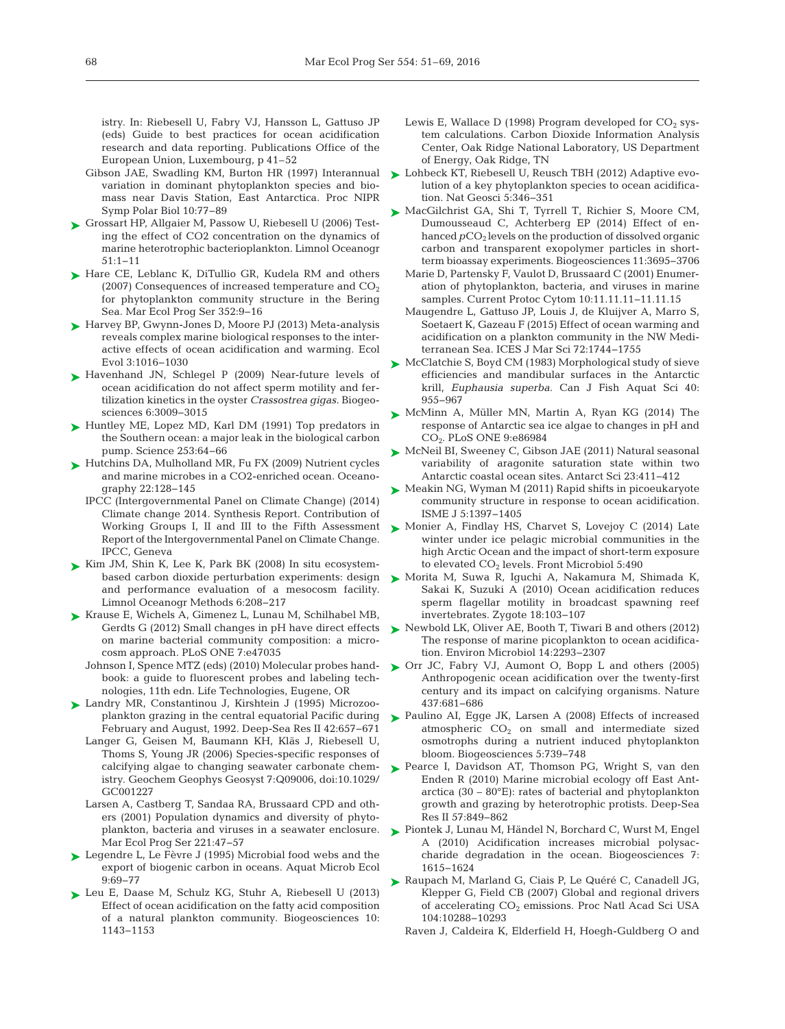istry. In: Riebesell U, Fabry VJ, Hansson L, Gattuso JP (eds) Guide to best practices for ocean acidification research and data reporting. Publications Office of the European Union, Luxembourg, p 41–52

Gibson JAE, Swadling KM, Burton HR (1997) Interannual variation in dominant phytoplankton species and biomass near Davis Station, East Antarctica. Proc NIPR Symp Polar Biol 10:77–89

Grossart HP, Allgaier M, Passow U, Riebesell U (2006) Testing the effect of CO2 concentration on the dynamics of marine heterotrophic bacterioplankton. Limnol Oceanogr 51:1–11

Hare CE, Leblanc K, DiTullio GR, Kudela RM and others (2007) Consequences of increased temperature and $CO_2$ for phytoplankton community structure in the Bering Sea. Mar Ecol Prog Ser 352:9–16

Harvey BP, Gwynn-Jones D, Moore PJ (2013) Meta-analysis reveals complex marine biological responses to the interactive effects of ocean acidification and warming. Ecol Evol 3:1016–1030

Havenhand JN, Schlegel P (2009) Near-future levels of ocean acidification do not affect sperm motility and fertilization kinetics in the oyster *Crassostrea gigas*. Biogeosciences 6:3009–3015

Huntley ME, Lopez MD, Karl DM (1991) Top predators in the Southern ocean: a major leak in the biological carbon pump. Science 253:64–66

Hutchins DA, Mulholland MR, Fu FX (2009) Nutrient cycles and marine microbes in a CO2-enriched ocean. Oceanography 22:128–145

IPCC (Intergovernmental Panel on Climate Change) (2014) Climate change 2014. Synthesis Report. Contribution of Working Groups I, II and III to the Fifth Assessment Report of the Intergovernmental Panel on Climate Change. IPCC, Geneva

Kim JM, Shin K, Lee K, Park BK (2008) In situ ecosystem-based carbon dioxide perturbation experiments: design and performance evaluation of a mesocosm facility. Limnol Oceanogr Methods 6:208–217

Krause E, Wichels A, Gimenez L, Lunau M, Schilhabel MB, Gerdts G (2012) Small changes in pH have direct effects on marine bacterial community composition: a microcosm approach. PLoS ONE 7:e47035

Johnson I, Spence MTZ (eds) (2010) Molecular probes handbook: a guide to fluorescent probes and labeling technologies, 11th edn. Life Technologies, Eugene, OR

Landry MR, Constantinou J, Kirshtein J (1995) Microzooplankton grazing in the central equatorial Pacific during February and August, 1992. Deep-Sea Res II 42:657–671

Langer G, Geisen M, Baumann KH, Kläs J, Riebesell U, Thoms S, Young JR (2006) Species-specific responses of calcifying algae to changing seawater carbonate chemistry. Geochem Geophys Geosyst 7:Q09006, doi:10.1029/GC001227

Larsen A, Castberg T, Sandaa RA, Brussaard CPD and others (2001) Population dynamics and diversity of phytoplankton, bacteria and viruses in a seawater enclosure. Mar Ecol Prog Ser 221:47–57

Legendre L, Le Fèvre J (1995) Microbial food webs and the export of biogenic carbon in oceans. Aquat Microb Ecol 9:69–77

Leu E, Daase M, Schulz KG, Stuhr A, Riebesell U (2013) Effect of ocean acidification on the fatty acid composition of a natural plankton community. Biogeosciences 10:1143–1153

Lewis E, Wallace D (1998) Program developed for $CO_2$ system calculations. Carbon Dioxide Information Analysis Center, Oak Ridge National Laboratory, US Department of Energy, Oak Ridge, TN

Lohbeck KT, Riebesell U, Reusch TBH (2012) Adaptive evolution of a key phytoplankton species to ocean acidification. Nat Geosci 5:346–351

MacGilchrist GA, Shi T, Tyrrell T, Richier S, Moore CM, Dumousseaud C, Achterberg EP (2014) Effect of enhanced $pCO_2$ levels on the production of dissolved organic carbon and transparent exopolymer particles in short-term bioassay experiments. Biogeosciences 11:3695–3706

Marie D, Partensky F, Vaulot D, Brussaard C (2001) Enumeration of phytoplankton, bacteria, and viruses in marine samples. Current Protoc Cytom 10:11.11.11–11.11.15

Maugendre L, Gattuso JP, Louis J, de Kluijver A, Marro S, Soetaert K, Gazeau F (2015) Effect of ocean warming and acidification on a plankton community in the NW Mediterranean Sea. ICES J Mar Sci 72:1744–1755

McClatchie S, Boyd CM (1983) Morphological study of sieve efficiencies and mandibular surfaces in the Antarctic krill, *Euphausia superba*. Can J Fish Aquat Sci 40:955–967

McMinn A, Müller MN, Martin A, Ryan KG (2014) The response of Antarctic sea ice algae to changes in pH and $CO_2$. PLoS ONE 9:e86984

McNeil BI, Sweeney C, Gibson JAE (2011) Natural seasonal variability of aragonite saturation state within two Antarctic coastal ocean sites. Antarct Sci 23:411–412

Meakin NG, Wyman M (2011) Rapid shifts in picoeukaryote community structure in response to ocean acidification. ISME J 5:1397–1405

Monier A, Findlay HS, Charvet S, Lovejoy C (2014) Late winter under ice pelagic microbial communities in the high Arctic Ocean and the impact of short-term exposure to elevated $CO_2$ levels. Front Microbiol 5:490

Morita M, Suwa R, Iguchi A, Nakamura M, Shimada K, Sakai K, Suzuki A (2010) Ocean acidification reduces sperm flagellar motility in broadcast spawning reef invertebrates. Zygote 18:103–107

Newbold LK, Oliver AE, Booth T, Tiwari B and others (2012) The response of marine picoplankton to ocean acidification. Environ Microbiol 14:2293–2307

Orr JC, Fabry VJ, Aumont O, Bopp L and others (2005) Anthropogenic ocean acidification over the twenty-first century and its impact on calcifying organisms. Nature 437:681–686

Paulino AI, Egge JK, Larsen A (2008) Effects of increased atmospheric $CO_2$ on small and intermediate sized osmotrophs during a nutrient induced phytoplankton bloom. Biogeosciences 5:739–748

Pearce I, Davidson AT, Thomson PG, Wright S, van den Enden R (2010) Marine microbial ecology off East Antarctica (30 – 80°E): rates of bacterial and phytoplankton growth and grazing by heterotrophic protists. Deep-Sea Res II 57:849–862

Piontek J, Lunau M, Händel N, Borchard C, Wurst M, Engel A (2010) Acidification increases microbial polysaccharide degradation in the ocean. Biogeosciences 7:1615–1624

Raupach M, Marland G, Ciais P, Le Quéré C, Canadell JG, Klepper G, Field CB (2007) Global and regional drivers of accelerating $CO_2$ emissions. Proc Natl Acad Sci USA 104:10288–10293

Raven J, Caldeira K, Elderfield H, Hoegh-Guldberg O and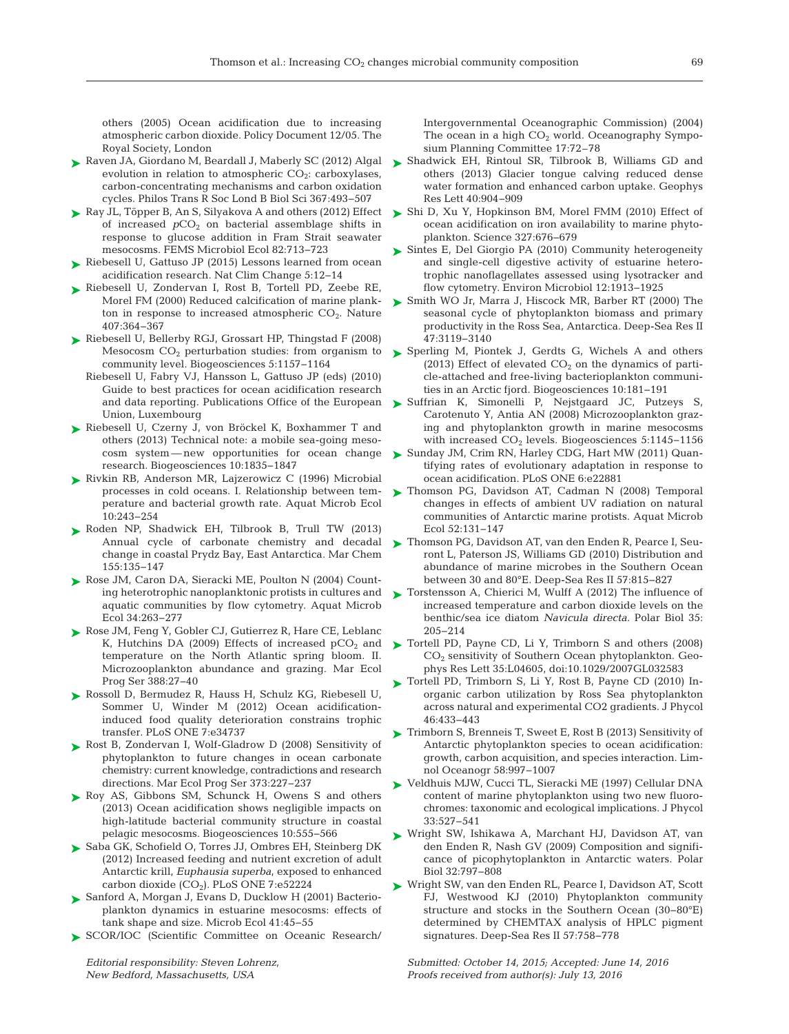others (2005) Ocean acidification due to increasing atmospheric carbon dioxide. Policy Document 12/05. The Royal Society, London

Raven JA, Giordano M, Beardall J, Maberly SC (2012) Algal evolution in relation to atmospheric $CO_2$: carboxylases, carbon-concentrating mechanisms and carbon oxidation cycles. Philos Trans R Soc Lond B Biol Sci 367:493−507

Ray JL, Töpper B, An S, Silyakova A and others (2012) Effect of increased $p$CO$_2$ on bacterial assemblage shifts in response to glucose addition in Fram Strait seawater mesocosms. FEMS Microbiol Ecol 82:713−723

Riebesell U, Gattuso JP (2015) Lessons learned from ocean acidification research. Nat Clim Change 5:12−14

Riebesell U, Zondervan I, Rost B, Tortell PD, Zeebe RE, Morel FM (2000) Reduced calcification of marine plankton in response to increased atmospheric $CO_2$. Nature 407:364−367

Riebesell U, Bellerby RGJ, Grossart HP, Thingstad F (2008) Mesocosm $CO_2$ perturbation studies: from organism to community level. Biogeosciences 5:1157−1164

Riebesell U, Fabry VJ, Hansson L, Gattuso JP (eds) (2010) Guide to best practices for ocean acidification research and data reporting. Publications Office of the European Union, Luxembourg

Riebesell U, Czerny J, von Bröckel K, Boxhammer T and others (2013) Technical note: a mobile sea-going mesocosm system — new opportunities for ocean change research. Biogeosciences 10:1835−1847

Rivkin RB, Anderson MR, Lajzerowicz C (1996) Microbial processes in cold oceans. I. Relationship between temperature and bacterial growth rate. Aquat Microb Ecol 10:243−254

Roden NP, Shadwick EH, Tilbrook B, Trull TW (2013) Annual cycle of carbonate chemistry and decadal change in coastal Prydz Bay, East Antarctica. Mar Chem 155:135−147

Rose JM, Caron DA, Sieracki ME, Poulton N (2004) Counting heterotrophic nanoplanktonic protists in cultures and aquatic communities by flow cytometry. Aquat Microb Ecol 34:263−277

Rose JM, Feng Y, Gobler CJ, Gutierrez R, Hare CE, Leblanc K, Hutchins DA (2009) Effects of increased pCO$_2$ and temperature on the North Atlantic spring bloom. II. Microzooplankton abundance and grazing. Mar Ecol Prog Ser 388:27−40

Rossoll D, Bermudez R, Hauss H, Schulz KG, Riebesell U, Sommer U, Winder M (2012) Ocean acidification-induced food quality deterioration constrains trophic transfer. PLoS ONE 7:e34737

Rost B, Zondervan I, Wolf-Gladrow D (2008) Sensitivity of phytoplankton to future changes in ocean carbonate chemistry: current knowledge, contradictions and research directions. Mar Ecol Prog Ser 373:227−237

Roy AS, Gibbons SM, Schunck H, Owens S and others (2013) Ocean acidification shows negligible impacts on high-latitude bacterial community structure in coastal pelagic mesocosms. Biogeosciences 10:555−566

Saba GK, Schofield O, Torres JJ, Ombres EH, Steinberg DK (2012) Increased feeding and nutrient excretion of adult Antarctic krill, *Euphausia superba*, exposed to enhanced carbon dioxide ($CO_2$). PLoS ONE 7:e52224

Sanford A, Morgan J, Evans D, Ducklow H (2001) Bacterioplankton dynamics in estuarine mesocosms: effects of tank shape and size. Microb Ecol 41:45−55

SCOR/IOC (Scientific Committee on Oceanic Research/Intergovernmental Oceanographic Commission) (2004) The ocean in a high $CO_2$ world. Oceanography Symposium Planning Committee 17:72−78

Shadwick EH, Rintoul SR, Tilbrook B, Williams GD and others (2013) Glacier tongue calving reduced dense water formation and enhanced carbon uptake. Geophys Res Lett 40:904−909

Shi D, Xu Y, Hopkinson BM, Morel FMM (2010) Effect of ocean acidification on iron availability to marine phytoplankton. Science 327:676−679

Sintes E, Del Giorgio PA (2010) Community heterogeneity and single-cell digestive activity of estuarine heterotrophic nanoflagellates assessed using lysotracker and flow cytometry. Environ Microbiol 12:1913−1925

Smith WO Jr, Marra J, Hiscock MR, Barber RT (2000) The seasonal cycle of phytoplankton biomass and primary productivity in the Ross Sea, Antarctica. Deep-Sea Res II 47:3119−3140

Sperling M, Piontek J, Gerdts G, Wichels A and others (2013) Effect of elevated $CO_2$ on the dynamics of particle-attached and free-living bacterioplankton communities in an Arctic fjord. Biogeosciences 10:181−191

Suffrian K, Simonelli P, Nejstgaard JC, Putzeys S, Carotenuto Y, Antia AN (2008) Microzooplankton grazing and phytoplankton growth in marine mesocosms with increased $CO_2$ levels. Biogeosciences 5:1145−1156

Sunday JM, Crim RN, Harley CDG, Hart MW (2011) Quantifying rates of evolutionary adaptation in response to ocean acidification. PLoS ONE 6:e22881

Thomson PG, Davidson AT, Cadman N (2008) Temporal changes in effects of ambient UV radiation on natural communities of Antarctic marine protists. Aquat Microb Ecol 52:131−147

Thomson PG, Davidson AT, van den Enden R, Pearce I, Seuront L, Paterson JS, Williams GD (2010) Distribution and abundance of marine microbes in the Southern Ocean between 30 and 80°E. Deep-Sea Res II 57:815−827

Torstensson A, Chierici M, Wulff A (2012) The influence of increased temperature and carbon dioxide levels on the benthic/sea ice diatom *Navicula directa*. Polar Biol 35: 205−214

Tortell PD, Payne CD, Li Y, Trimborn S and others (2008) $CO_2$ sensitivity of Southern Ocean phytoplankton. Geophys Res Lett 35:L04605, doi:10.1029/2007GL032583

Tortell PD, Trimborn S, Li Y, Rost B, Payne CD (2010) Inorganic carbon utilization by Ross Sea phytoplankton across natural and experimental CO2 gradients. J Phycol 46:433−443

Trimborn S, Brenneis T, Sweet E, Rost B (2013) Sensitivity of Antarctic phytoplankton species to ocean acidification: growth, carbon acquisition, and species interaction. Limnol Oceanogr 58:997−1007

Veldhuis MJW, Cucci TL, Sieracki ME (1997) Cellular DNA content of marine phytoplankton using two new fluorochromes: taxonomic and ecological implications. J Phycol 33:527−541

Wright SW, Ishikawa A, Marchant HJ, Davidson AT, van den Enden R, Nash GV (2009) Composition and significance of picophytoplankton in Antarctic waters. Polar Biol 32:797−808

Wright SW, van den Enden RL, Pearce I, Davidson AT, Scott FJ, Westwood KJ (2010) Phytoplankton community structure and stocks in the Southern Ocean (30−80°E) determined by CHEMTAX analysis of HPLC pigment signatures. Deep-Sea Res II 57:758−778

*Editorial responsibility: Steven Lohrenz, New Bedford, Massachusetts, USA*

*Submitted: October 14, 2015; Accepted: June 14, 2016*
*Proofs received from author(s): July 13, 2016*